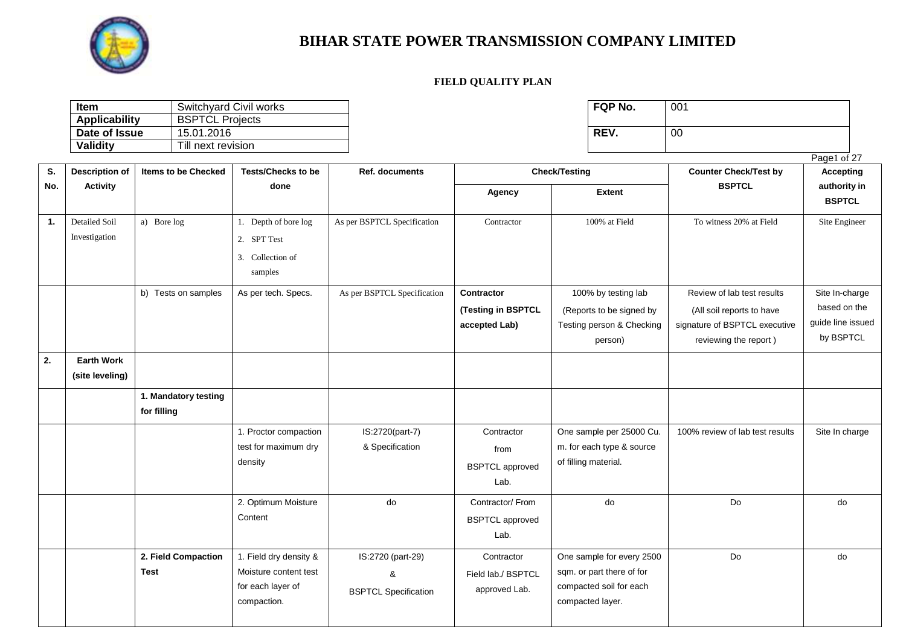# BIHAR STATE POWER TRANSMISSION COMPANY LIMITED

## FIELD QUALITY PLAN

| **Item** | Switchyard Civil works |
|---|---|
| **Applicability** | BSPTCL Projects |
| **Date of Issue** | 15.01.2016 |
| **Validity** | Till next revision |

| **FQP No.** | 001 |
|---|---|
| **REV.** | 00 |

| S. No. | Description of Activity | Items to be Checked | Tests/Checks to be done | Ref. documents | Check/Testing | | Counter Check/Test by BSPTCL | Accepting authority in BSPTCL |
|---|---|---|---|---|---|---|---|---|
| | | | | | Agency | Extent | | |
| **1.** | Detailed Soil Investigation | a) Bore log | 1. Depth of bore log<br>2. SPT Test<br>3. Collection of samples | As per BSPTCL Specification | Contractor | 100% at Field | To witness 20% at Field | Site Engineer |
| | | b) Tests on samples | As per tech. Specs. | As per BSPTCL Specification | **Contractor (Testing in BSPTCL accepted Lab)** | 100% by testing lab (Reports to be signed by Testing person & Checking person) | Review of lab test results (All soil reports to have signature of BSPTCL executive reviewing the report ) | Site In-charge based on the guide line issued by BSPTCL |
| **2.** | **Earth Work (site leveling)** | | | | | | | |
| | | **1. Mandatory testing for filling** | | | | | | |
| | | | 1. Proctor compaction test for maximum dry density | IS:2720(part-7) & Specification | Contractor from BSPTCL approved Lab. | One sample per 25000 Cu. m. for each type & source of filling material. | 100% review of lab test results | Site In charge |
| | | | 2. Optimum Moisture Content | do | Contractor/ From BSPTCL approved Lab. | do | Do | do |
| | | **2. Field Compaction Test** | 1. Field dry density & Moisture content test for each layer of compaction. | IS:2720 (part-29) & BSPTCL Specification | Contractor Field lab./ BSPTCL approved Lab. | One sample for every 2500 sqm. or part there of for compacted soil for each compacted layer. | Do | do |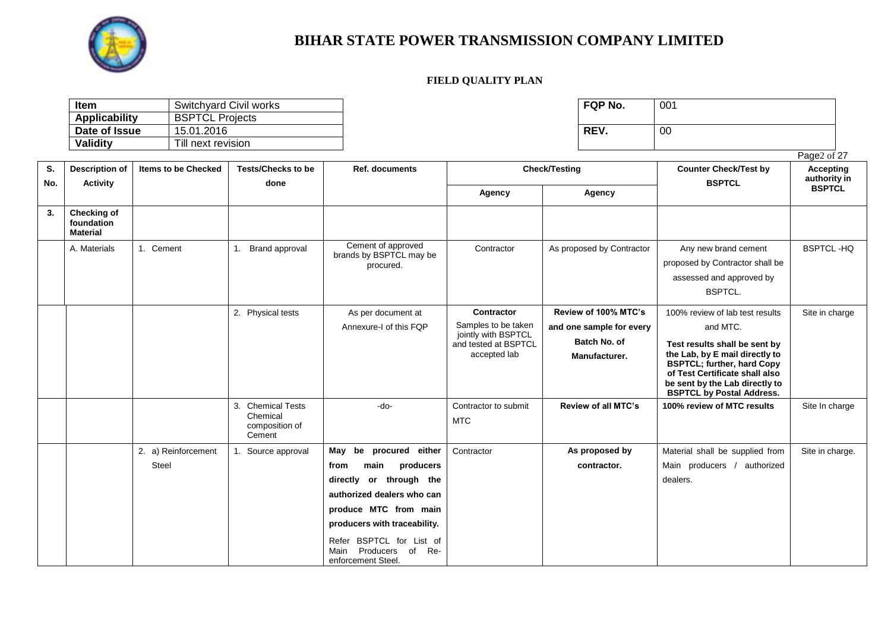# BIHAR STATE POWER TRANSMISSION COMPANY LIMITED

**FIELD QUALITY PLAN**

| Item | Switchyard Civil works |
|---|---|
| Applicability | BSPTCL Projects |
| Date of Issue | 15.01.2016 |
| Validity | Till next revision |

| FQP No. | 001 |
|---|---|
| REV. | 00 |

| S. No. | Description of Activity | Items to be Checked | Tests/Checks to be done | Ref. documents | Check/Testing | | Counter Check/Test by BSPTCL | Accepting authority in BSPTCL |
|---|---|---|---|---|---|---|---|---|
| | | | | | Agency | Agency | | |
| **3.** | **Checking of foundation Material** | | | | | | | |
| | A. Materials | 1. Cement | 1. Brand approval | Cement of approved brands by BSPTCL may be procured. | Contractor | As proposed by Contractor | Any new brand cement proposed by Contractor shall be assessed and approved by BSPTCL. | BSPTCL -HQ |
| | | | 2. Physical tests | As per document at Annexure-I of this FQP | **Contractor** Samples to be taken jointly with BSPTCL and tested at BSPTCL accepted lab | **Review of 100% MTC's and one sample for every Batch No. of Manufacturer.** | 100% review of lab test results and MTC. **Test results shall be sent by the Lab, by E mail directly to BSPTCL; further, hard Copy of Test Certificate shall also be sent by the Lab directly to BSPTCL by Postal Address.** | Site in charge |
| | | | 3. Chemical Tests Chemical composition of Cement | -do- | Contractor to submit MTC | **Review of all MTC's** | **100% review of MTC results** | Site In charge |
| | | 2. a) Reinforcement Steel | 1. Source approval | **May be procured either from main producers directly or through the authorized dealers who can produce MTC from main producers with traceability.** Refer BSPTCL for List of Main Producers of Re-enforcement Steel. | Contractor | **As proposed by contractor.** | Material shall be supplied from Main producers / authorized dealers. | Site in charge. |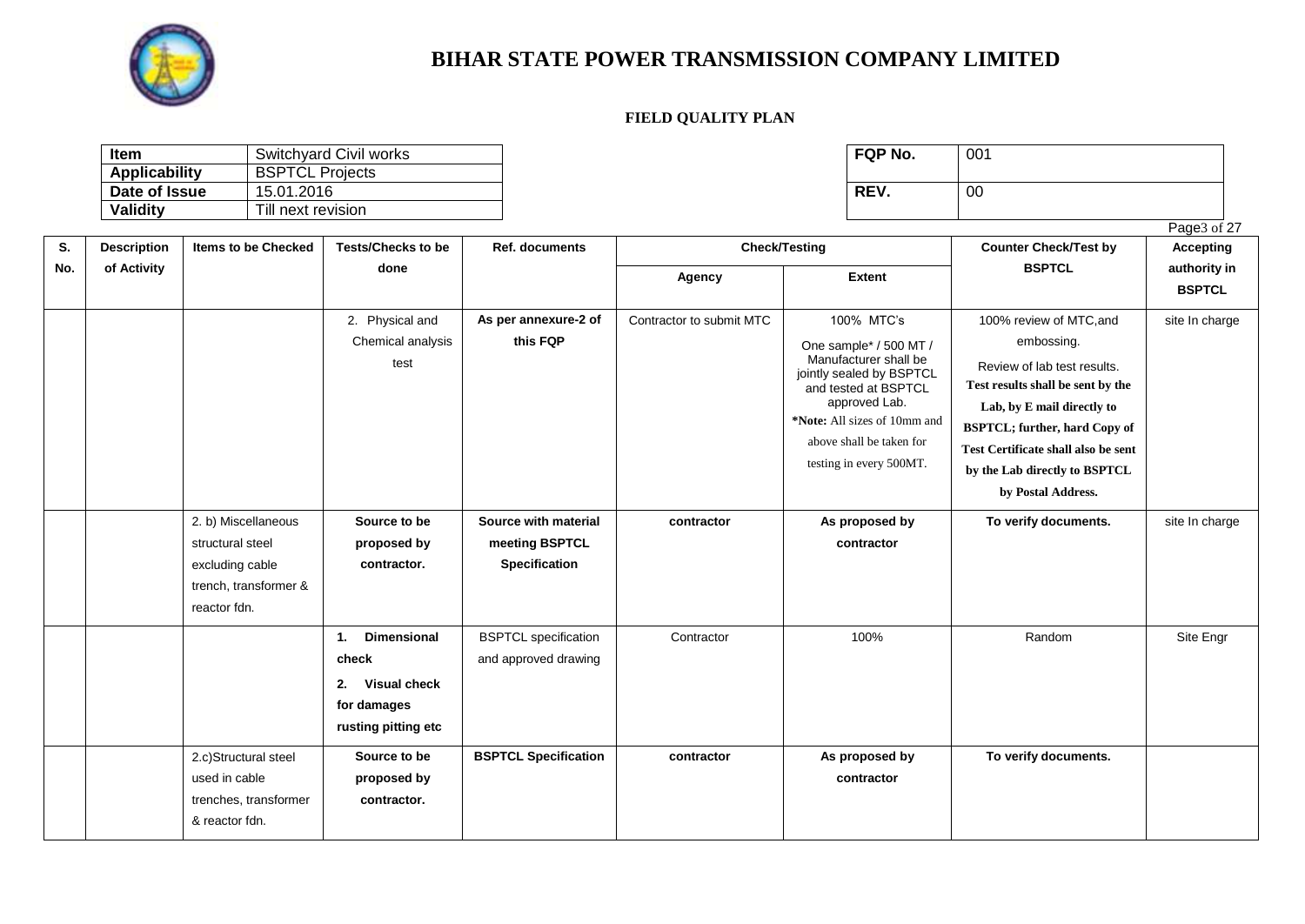# BIHAR STATE POWER TRANSMISSION COMPANY LIMITED

**FIELD QUALITY PLAN**

| **Item** | Switchyard Civil works |
|---|---|
| **Applicability** | BSPTCL Projects |
| **Date of Issue** | 15.01.2016 |
| **Validity** | Till next revision |

| **FQP No.** | 001 |
|---|---|
| **REV.** | 00 |

| S. No. | Description of Activity | Items to be Checked | Tests/Checks to be done | Ref. documents | Check/Testing | | Counter Check/Test by BSPTCL | Accepting authority in BSPTCL |
|---|---|---|---|---|---|---|---|---|
| | | | | | Agency | Extent | | |
| | | | 2. Physical and Chemical analysis test | **As per annexure-2 of this FQP** | Contractor to submit MTC | 100% MTC's<br>One sample* / 500 MT / Manufacturer shall be jointly sealed by BSPTCL and tested at BSPTCL approved Lab.<br>***Note:** All sizes of 10mm and above shall be taken for testing in every 500MT. | 100% review of MTC,and embossing.<br>Review of lab test results.<br>**Test results shall be sent by the Lab, by E mail directly to BSPTCL; further, hard Copy of Test Certificate shall also be sent by the Lab directly to BSPTCL by Postal Address.** | site In charge |
| | | 2. b) Miscellaneous structural steel excluding cable trench, transformer & reactor fdn. | **Source to be proposed by contractor.** | **Source with material meeting BSPTCL Specification** | **contractor** | **As proposed by contractor** | **To verify documents.** | site In charge |
| | | | **1. Dimensional check**<br>**2. Visual check for damages rusting pitting etc** | BSPTCL specification and approved drawing | Contractor | 100% | Random | Site Engr |
| | | 2.c)Structural steel used in cable trenches, transformer & reactor fdn. | **Source to be proposed by contractor.** | **BSPTCL Specification** | **contractor** | **As proposed by contractor** | **To verify documents.** | |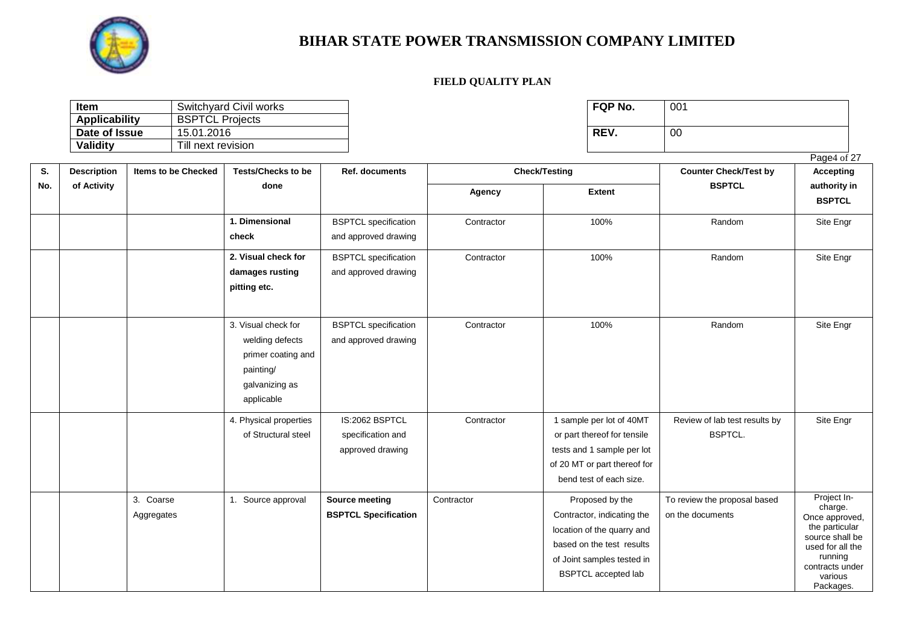# BIHAR STATE POWER TRANSMISSION COMPANY LIMITED

**FIELD QUALITY PLAN**

| **Item** | Switchyard Civil works |
|---|---|
| **Applicability** | BSPTCL Projects |
| **Date of Issue** | 15.01.2016 |
| **Validity** | Till next revision |

| **FQP No.** | 001 |
|---|---|
| **REV.** | 00 |

| S. No. | Description of Activity | Items to be Checked | Tests/Checks to be done | Ref. documents | Check/Testing | | Counter Check/Test by BSPTCL | Accepting authority in BSPTCL |
|---|---|---|---|---|---|---|---|---|
| | | | | | Agency | Extent | | |
| | | | **1. Dimensional check** | BSPTCL specification and approved drawing | Contractor | 100% | Random | Site Engr |
| | | | **2. Visual check for damages rusting pitting etc.** | BSPTCL specification and approved drawing | Contractor | 100% | Random | Site Engr |
| | | | 3. Visual check for welding defects primer coating and painting/ galvanizing as applicable | BSPTCL specification and approved drawing | Contractor | 100% | Random | Site Engr |
| | | | 4. Physical properties of Structural steel | IS:2062 BSPTCL specification and approved drawing | Contractor | 1 sample per lot of 40MT or part thereof for tensile tests and 1 sample per lot of 20 MT or part thereof for bend test of each size. | Review of lab test results by BSPTCL. | Site Engr |
| | | 3. Coarse Aggregates | 1. Source approval | **Source meeting BSPTCL Specification** | Contractor | Proposed by the Contractor, indicating the location of the quarry and based on the test results of Joint samples tested in BSPTCL accepted lab | To review the proposal based on the documents | Project In-charge. Once approved, the particular source shall be used for all the running contracts under various Packages. |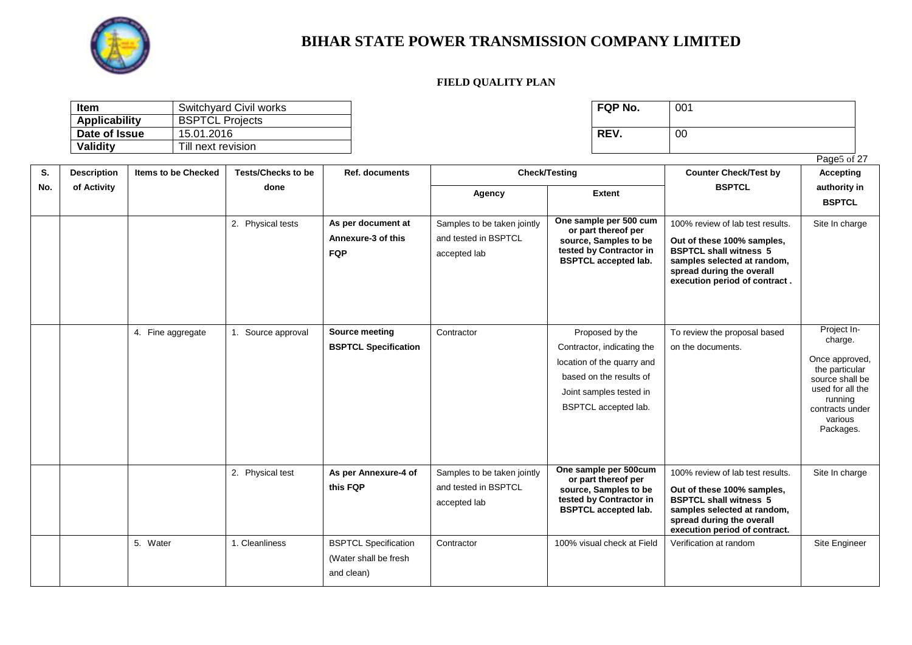# BIHAR STATE POWER TRANSMISSION COMPANY LIMITED

**FIELD QUALITY PLAN**

| **Item** | Switchyard Civil works |
|---|---|
| **Applicability** | BSPTCL Projects |
| **Date of Issue** | 15.01.2016 |
| **Validity** | Till next revision |

| **FQP No.** | 001 |
|---|---|
| **REV.** | 00 |

| S. No. | Description of Activity | Items to be Checked | Tests/Checks to be done | Ref. documents | Check/Testing | | Counter Check/Test by BSPTCL | Accepting authority in BSPTCL |
|---|---|---|---|---|---|---|---|---|
| | | | | | Agency | Extent | | |
| | | | 2. Physical tests | **As per document at Annexure-3 of this FQP** | Samples to be taken jointly and tested in BSPTCL accepted lab | **One sample per 500 cum or part thereof per source, Samples to be tested by Contractor in BSPTCL accepted lab.** | 100% review of lab test results. **Out of these 100% samples, BSPTCL shall witness 5 samples selected at random, spread during the overall execution period of contract .** | Site In charge |
| | | 4. Fine aggregate | 1. Source approval | **Source meeting BSPTCL Specification** | Contractor | Proposed by the Contractor, indicating the location of the quarry and based on the results of Joint samples tested in BSPTCL accepted lab. | To review the proposal based on the documents. | Project In-charge. Once approved, the particular source shall be used for all the running contracts under various Packages. |
| | | | 2. Physical test | **As per Annexure-4 of this FQP** | Samples to be taken jointly and tested in BSPTCL accepted lab | **One sample per 500cum or part thereof per source, Samples to be tested by Contractor in BSPTCL accepted lab.** | 100% review of lab test results. **Out of these 100% samples, BSPTCL shall witness 5 samples selected at random, spread during the overall execution period of contract.** | Site In charge |
| | | 5. Water | 1. Cleanliness | BSPTCL Specification (Water shall be fresh and clean) | Contractor | 100% visual check at Field | Verification at random | Site Engineer |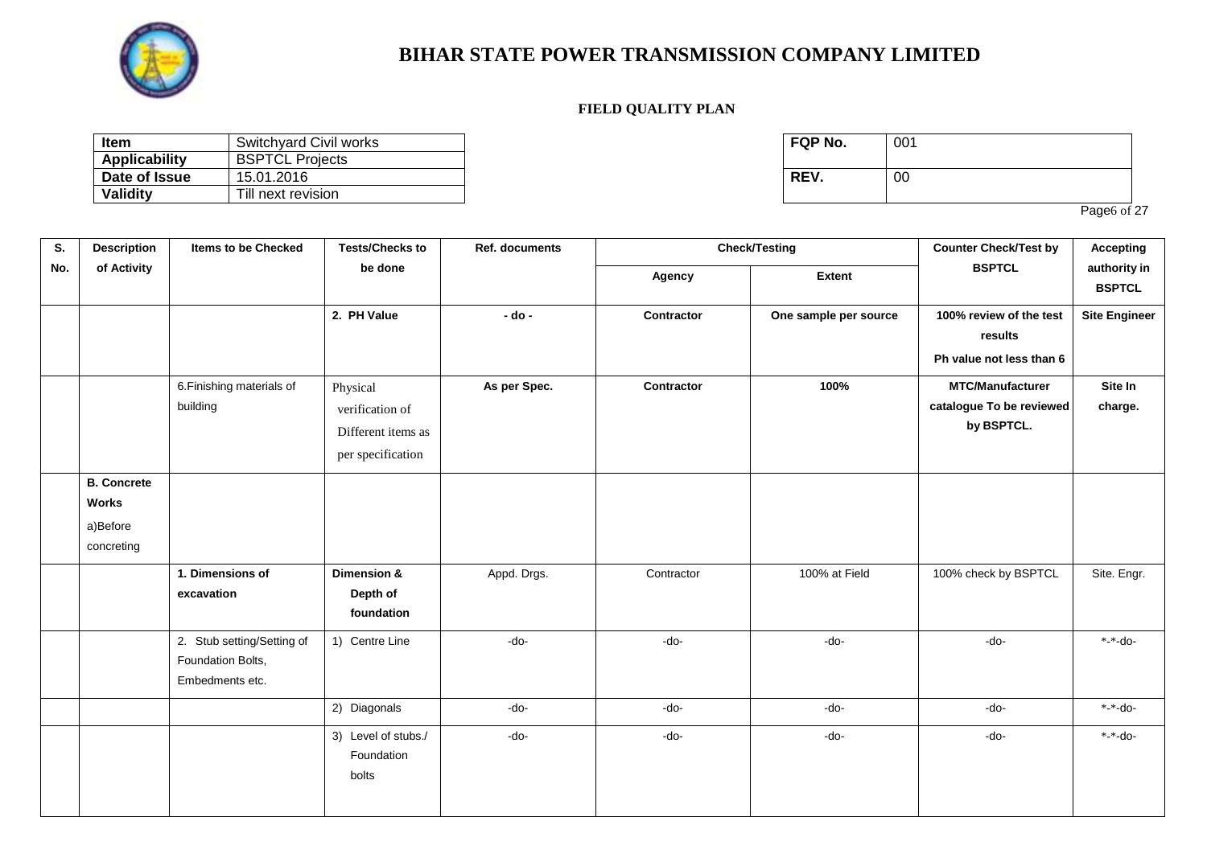# BIHAR STATE POWER TRANSMISSION COMPANY LIMITED

**FIELD QUALITY PLAN**

| Item | Switchyard Civil works |
|---|---|
| Applicability | BSPTCL Projects |
| Date of Issue | 15.01.2016 |
| Validity | Till next revision |

| FQP No. | 001 |
|---|---|
| REV. | 00 |

| S. No. | Description of Activity | Items to be Checked | Tests/Checks to be done | Ref. documents | Check/Testing | | Counter Check/Test by BSPTCL | Accepting authority in BSPTCL |
|---|---|---|---|---|---|---|---|---|
| | | | | | Agency | Extent | | |
| | | | **2. PH Value** | **- do -** | **Contractor** | **One sample per source** | **100% review of the test results Ph value not less than 6** | **Site Engineer** |
| | | 6.Finishing materials of building | Physical verification of Different items as per specification | **As per Spec.** | **Contractor** | **100%** | **MTC/Manufacturer catalogue To be reviewed by BSPTCL.** | **Site In charge.** |
| | **B. Concrete Works** a)Before concreting | | | | | | | |
| | | **1. Dimensions of excavation** | **Dimension & Depth of foundation** | Appd. Drgs. | Contractor | 100% at Field | 100% check by BSPTCL | Site. Engr. |
| | | 2. Stub setting/Setting of Foundation Bolts, Embedments etc. | 1) Centre Line | -do- | -do- | -do- | -do- | *-*-do- |
| | | | 2) Diagonals | -do- | -do- | -do- | -do- | *-*-do- |
| | | | 3) Level of stubs./ Foundation bolts | -do- | -do- | -do- | -do- | *-*-do- |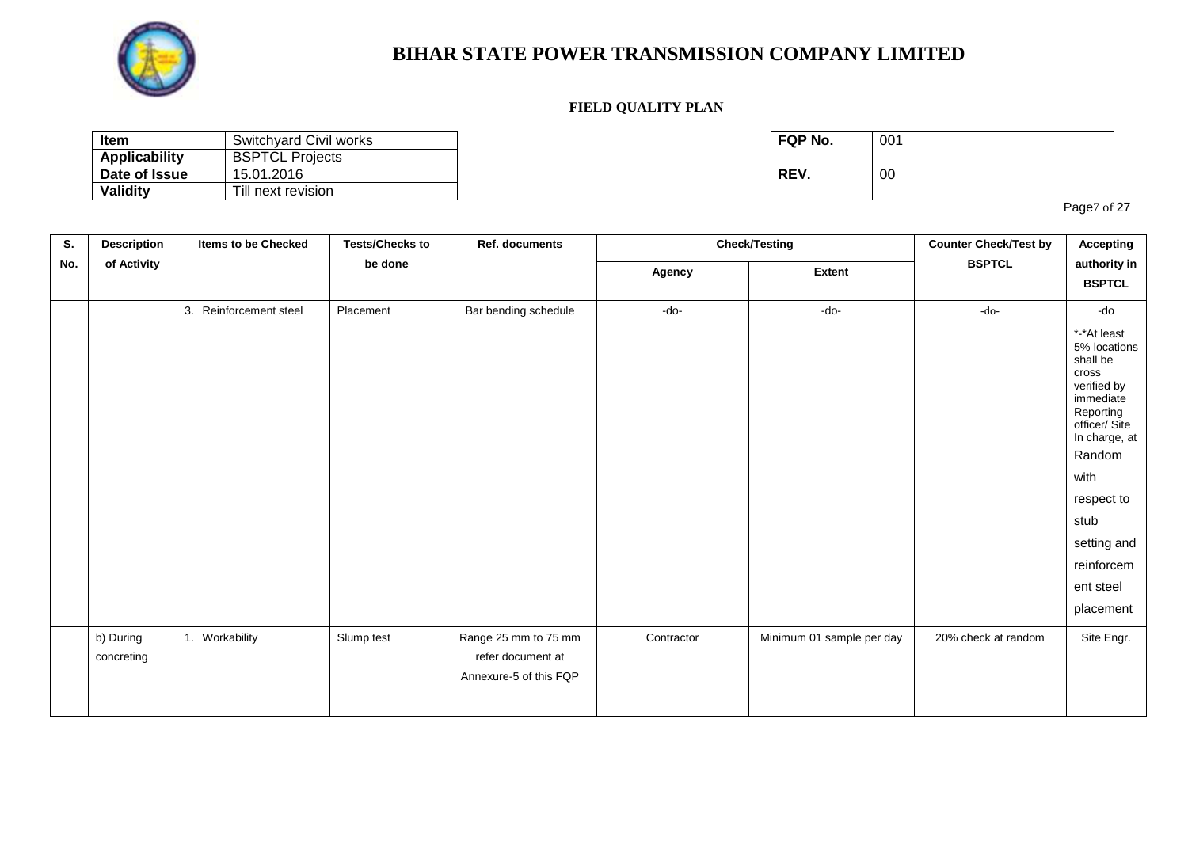# BIHAR STATE POWER TRANSMISSION COMPANY LIMITED

**FIELD QUALITY PLAN**

| Item | Switchyard Civil works |
|---|---|
| Applicability | BSPTCL Projects |
| Date of Issue | 15.01.2016 |
| Validity | Till next revision |

| FQP No. | 001 |
|---|---|
| REV. | 00 |

| S. No. | Description of Activity | Items to be Checked | Tests/Checks to be done | Ref. documents | Check/Testing | | Counter Check/Test by BSPTCL | Accepting authority in BSPTCL |
|---|---|---|---|---|---|---|---|---|
| | | | | | Agency | Extent | | |
| | | 3. Reinforcement steel | Placement | Bar bending schedule | -do- | -do- | -do- | -do *-*At least 5% locations shall be cross verified by immediate Reporting officer/ Site In charge, at Random with respect to stub setting and reinforcement steel placement |
| | b) During concreting | 1. Workability | Slump test | Range 25 mm to 75 mm refer document at Annexure-5 of this FQP | Contractor | Minimum 01 sample per day | 20% check at random | Site Engr. |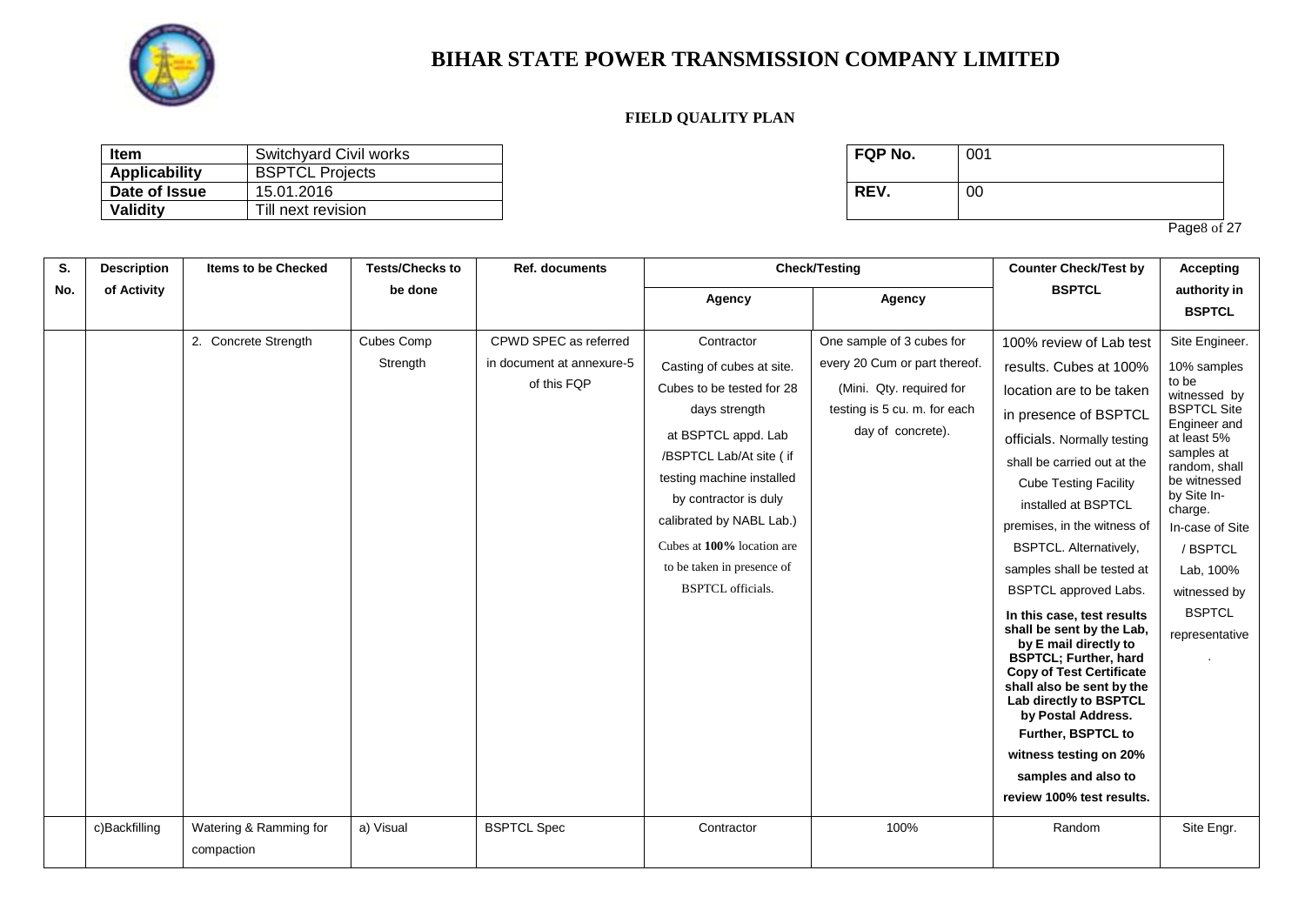# BIHAR STATE POWER TRANSMISSION COMPANY LIMITED

**FIELD QUALITY PLAN**

| Item | Switchyard Civil works |
|---|---|
| Applicability | BSPTCL Projects |
| Date of Issue | 15.01.2016 |
| Validity | Till next revision |

| FQP No. | 001 |
|---|---|
| REV. | 00 |

| S. No. | Description of Activity | Items to be Checked | Tests/Checks to be done | Ref. documents | Check/Testing | | Counter Check/Test by BSPTCL | Accepting authority in BSPTCL |
|---|---|---|---|---|---|---|---|---|
| | | | | | Agency | Agency | | |
| | | 2. Concrete Strength | Cubes Comp Strength | CPWD SPEC as referred in document at annexure-5 of this FQP | Contractor Casting of cubes at site. Cubes to be tested for 28 days strength at BSPTCL appd. Lab /BSPTCL Lab/At site ( if testing machine installed by contractor is duly calibrated by NABL Lab.) Cubes at **100%** location are to be taken in presence of BSPTCL officials. | One sample of 3 cubes for every 20 Cum or part thereof. (Mini. Qty. required for testing is 5 cu. m. for each day of concrete). | 100% review of Lab test results. Cubes at 100% location are to be taken in presence of BSPTCL officials. Normally testing shall be carried out at the Cube Testing Facility installed at BSPTCL premises, in the witness of BSPTCL. Alternatively, samples shall be tested at BSPTCL approved Labs. **In this case, test results shall be sent by the Lab, by E mail directly to BSPTCL; Further, hard Copy of Test Certificate shall also be sent by the Lab directly to BSPTCL by Postal Address. Further, BSPTCL to witness testing on 20% samples and also to review 100% test results.** | Site Engineer. 10% samples to be witnessed by BSPTCL Site Engineer and at least 5% samples at random, shall be witnessed by Site In-charge. In-case of Site / BSPTCL Lab, 100% witnessed by BSPTCL representative . |
| | c)Backfilling | Watering & Ramming for compaction | a) Visual | BSPTCL Spec | Contractor | 100% | Random | Site Engr. |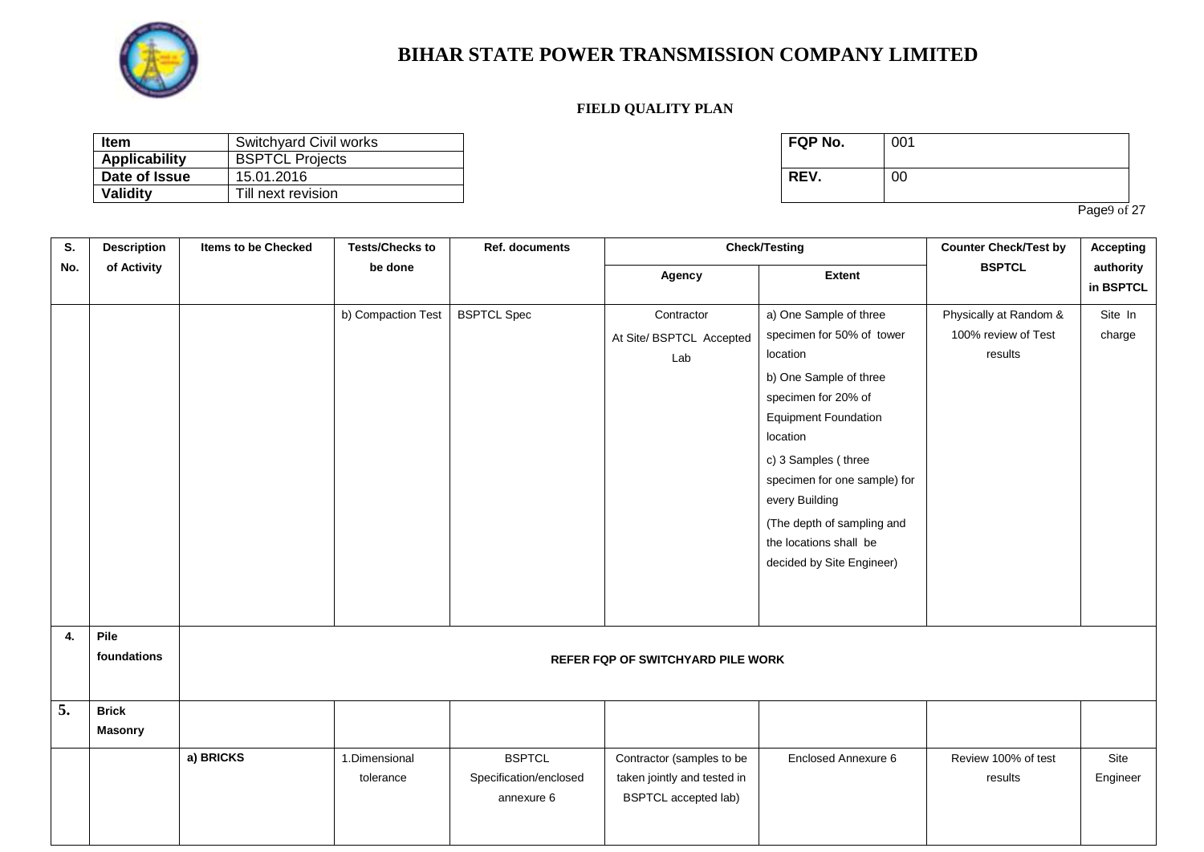# BIHAR STATE POWER TRANSMISSION COMPANY LIMITED

**FIELD QUALITY PLAN**

| Item | Switchyard Civil works |
|---|---|
| Applicability | BSPTCL Projects |
| Date of Issue | 15.01.2016 |
| Validity | Till next revision |

| FQP No. | 001 |
|---|---|
| REV. | 00 |

| S. No. | Description of Activity | Items to be Checked | Tests/Checks to be done | Ref. documents | Check/Testing | | Counter Check/Test by BSPTCL | Accepting authority in BSPTCL |
|---|---|---|---|---|---|---|---|---|
| | | | | | Agency | Extent | | |
| | | | b) Compaction Test | BSPTCL Spec | Contractor At Site/ BSPTCL Accepted Lab | a) One Sample of three specimen for 50% of tower location<br>b) One Sample of three specimen for 20% of Equipment Foundation location<br>c) 3 Samples ( three specimen for one sample) for every Building<br>(The depth of sampling and the locations shall be decided by Site Engineer) | Physically at Random & 100% review of Test results | Site In charge |
| 4. | Pile foundations | REFER FQP OF SWITCHYARD PILE WORK | | | | | | |
| 5. | Brick Masonry | | | | | | | |
| | | a) BRICKS | 1.Dimensional tolerance | BSPTCL Specification/enclosed annexure 6 | Contractor (samples to be taken jointly and tested in BSPTCL accepted lab) | Enclosed Annexure 6 | Review 100% of test results | Site Engineer |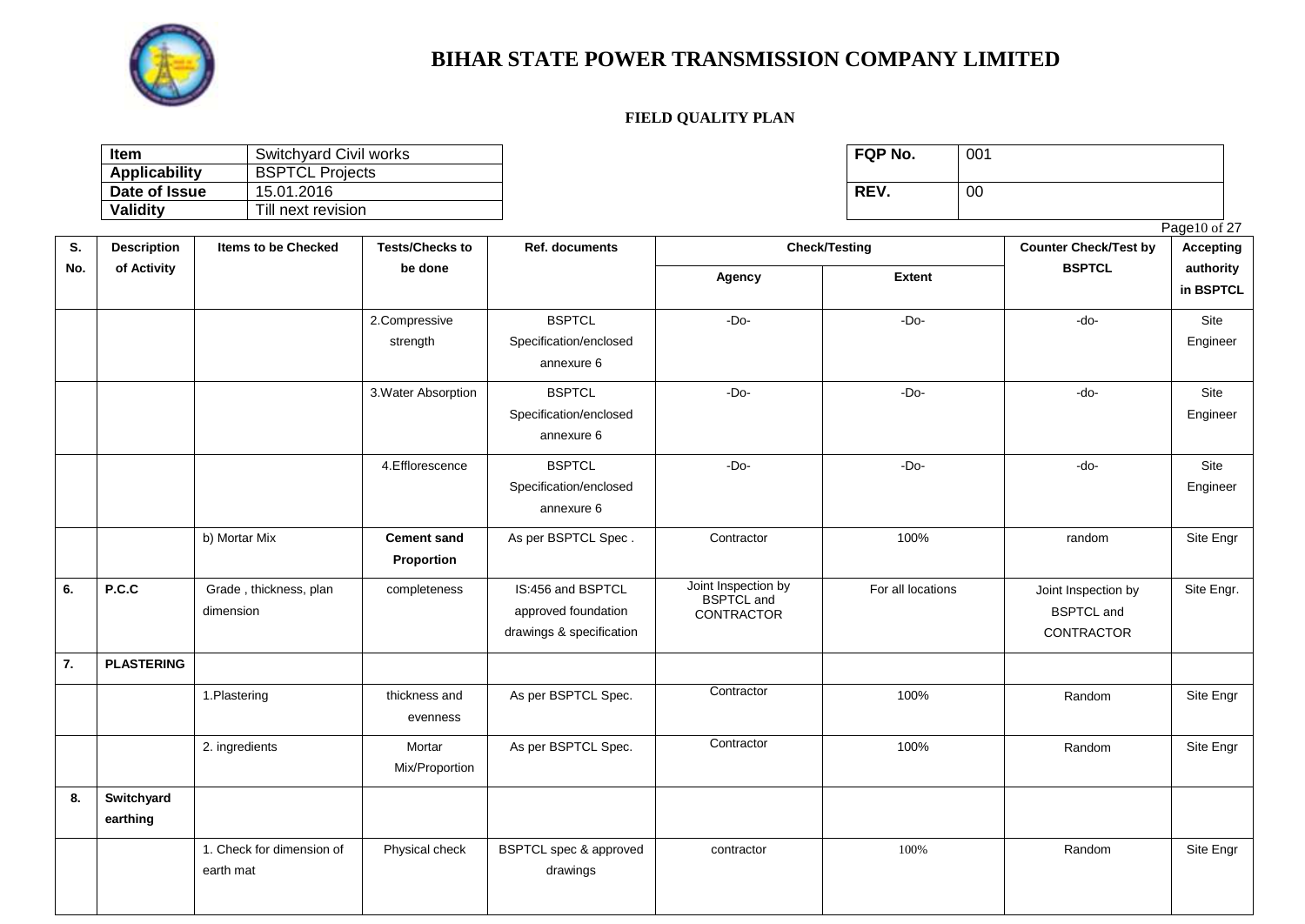# BIHAR STATE POWER TRANSMISSION COMPANY LIMITED

**FIELD QUALITY PLAN**

| **Item** | Switchyard Civil works |
|---|---|
| **Applicability** | BSPTCL Projects |
| **Date of Issue** | 15.01.2016 |
| **Validity** | Till next revision |

| **FQP No.** | 001 |
|---|---|
| **REV.** | 00 |

| S. No. | Description of Activity | Items to be Checked | Tests/Checks to be done | Ref. documents | Check/Testing | | Counter Check/Test by BSPTCL | Accepting authority in BSPTCL |
|---|---|---|---|---|---|---|---|---|
| | | | | | Agency | Extent | | |
| | | | 2.Compressive strength | BSPTCL Specification/enclosed annexure 6 | -Do- | -Do- | -do- | Site Engineer |
| | | | 3.Water Absorption | BSPTCL Specification/enclosed annexure 6 | -Do- | -Do- | -do- | Site Engineer |
| | | | 4.Efflorescence | BSPTCL Specification/enclosed annexure 6 | -Do- | -Do- | -do- | Site Engineer |
| | | b) Mortar Mix | **Cement sand Proportion** | As per BSPTCL Spec . | Contractor | 100% | random | Site Engr |
| **6.** | **P.C.C** | Grade , thickness, plan dimension | completeness | IS:456 and BSPTCL approved foundation drawings & specification | Joint Inspection by BSPTCL and CONTRACTOR | For all locations | Joint Inspection by BSPTCL and CONTRACTOR | Site Engr. |
| **7.** | **PLASTERING** | | | | | | | |
| | | 1.Plastering | thickness and evenness | As per BSPTCL Spec. | Contractor | 100% | Random | Site Engr |
| | | 2. ingredients | Mortar Mix/Proportion | As per BSPTCL Spec. | Contractor | 100% | Random | Site Engr |
| **8.** | **Switchyard earthing** | | | | | | | |
| | | 1. Check for dimension of earth mat | Physical check | BSPTCL spec & approved drawings | contractor | 100% | Random | Site Engr |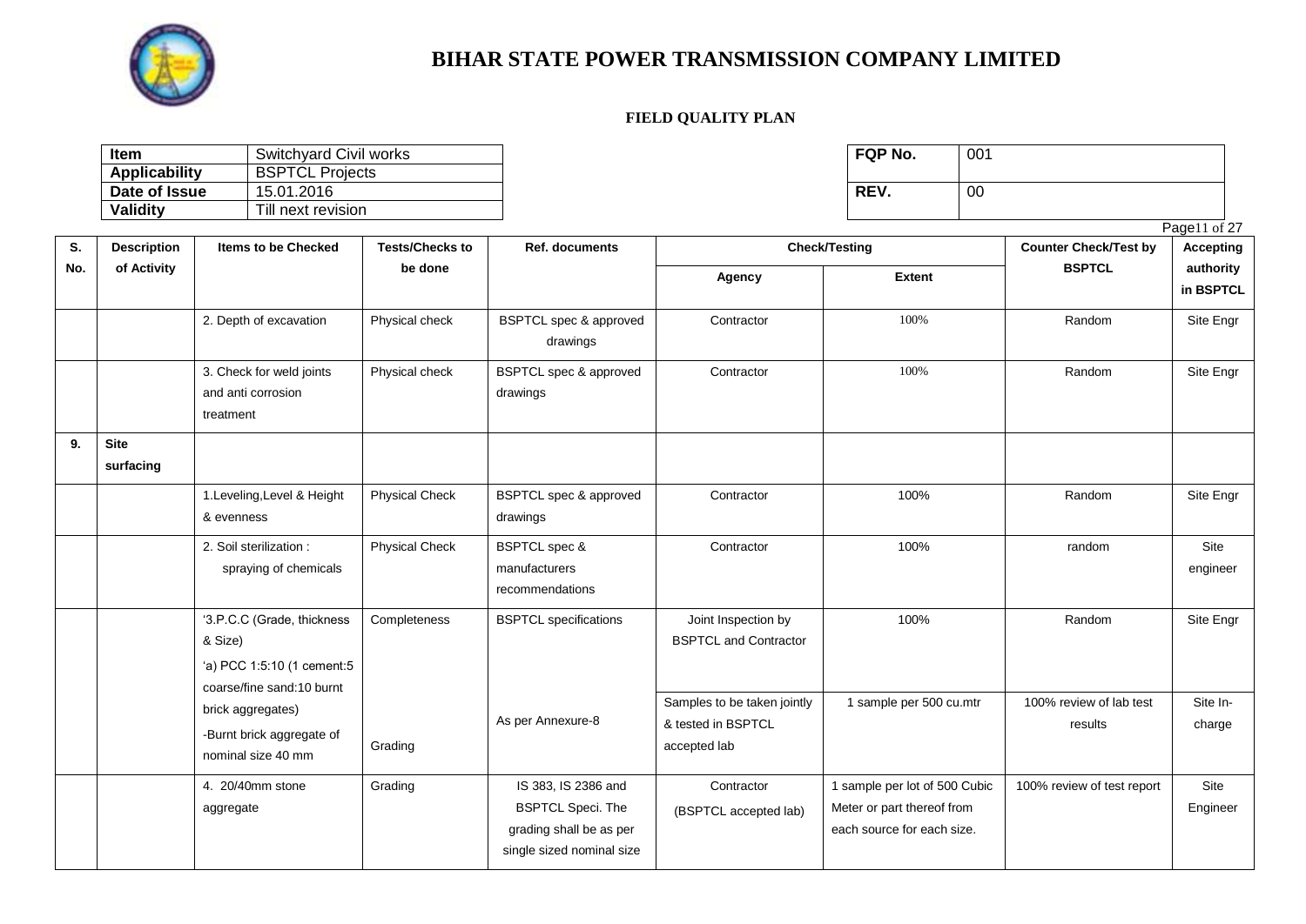# BIHAR STATE POWER TRANSMISSION COMPANY LIMITED

**FIELD QUALITY PLAN**

| Item | Switchyard Civil works |
|---|---|
| Applicability | BSPTCL Projects |
| Date of Issue | 15.01.2016 |
| Validity | Till next revision |

| FQP No. | 001 |
|---|---|
| REV. | 00 |

| S. No. | Description of Activity | Items to be Checked | Tests/Checks to be done | Ref. documents | Check/Testing | | Counter Check/Test by BSPTCL | Accepting authority in BSPTCL |
|---|---|---|---|---|---|---|---|---|
| | | | | | Agency | Extent | | |
| | | 2. Depth of excavation | Physical check | BSPTCL spec & approved drawings | Contractor | 100% | Random | Site Engr |
| | | 3. Check for weld joints and anti corrosion treatment | Physical check | BSPTCL spec & approved drawings | Contractor | 100% | Random | Site Engr |
| 9. | Site surfacing | | | | | | | |
| | | 1.Leveling,Level & Height & evenness | Physical Check | BSPTCL spec & approved drawings | Contractor | 100% | Random | Site Engr |
| | | 2. Soil sterilization : spraying of chemicals | Physical Check | BSPTCL spec & manufacturers recommendations | Contractor | 100% | random | Site engineer |
| | | '3.P.C.C (Grade, thickness & Size) 'a) PCC 1:5:10 (1 cement:5 coarse/fine sand:10 burnt brick aggregates) | Completeness | BSPTCL specifications | Joint Inspection by BSPTCL and Contractor | 100% | Random | Site Engr |
| | | -Burnt brick aggregate of nominal size 40 mm | Grading | As per Annexure-8 | Samples to be taken jointly & tested in BSPTCL accepted lab | 1 sample per 500 cu.mtr | 100% review of lab test results | Site In-charge |
| | | 4. 20/40mm stone aggregate | Grading | IS 383, IS 2386 and BSPTCL Speci. The grading shall be as per single sized nominal size | Contractor (BSPTCL accepted lab) | 1 sample per lot of 500 Cubic Meter or part thereof from each source for each size. | 100% review of test report | Site Engineer |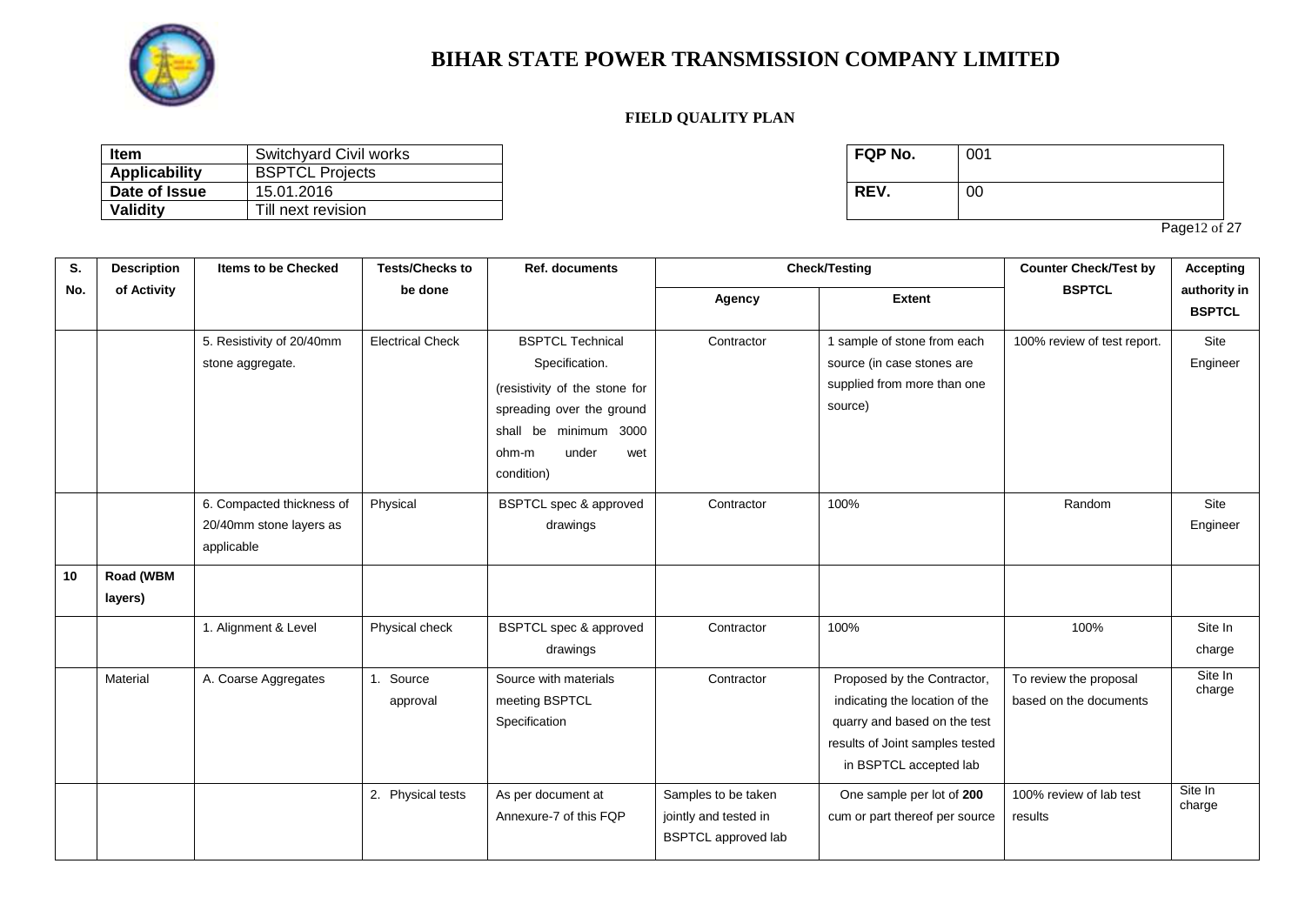# BIHAR STATE POWER TRANSMISSION COMPANY LIMITED

**FIELD QUALITY PLAN**

| Item | Switchyard Civil works |
|---|---|
| Applicability | BSPTCL Projects |
| Date of Issue | 15.01.2016 |
| Validity | Till next revision |

| FQP No. | 001 |
|---|---|
| REV. | 00 |

| S. No. | Description of Activity | Items to be Checked | Tests/Checks to be done | Ref. documents | Check/Testing | | Counter Check/Test by BSPTCL | Accepting authority in BSPTCL |
|---|---|---|---|---|---|---|---|---|
| | | | | | Agency | Extent | | |
| | | 5. Resistivity of 20/40mm stone aggregate. | Electrical Check | BSPTCL Technical Specification. (resistivity of the stone for spreading over the ground shall be minimum 3000 ohm-m under wet condition) | Contractor | 1 sample of stone from each source (in case stones are supplied from more than one source) | 100% review of test report. | Site Engineer |
| | | 6. Compacted thickness of 20/40mm stone layers as applicable | Physical | BSPTCL spec & approved drawings | Contractor | 100% | Random | Site Engineer |
| 10 | Road (WBM layers) | | | | | | | |
| | | 1. Alignment & Level | Physical check | BSPTCL spec & approved drawings | Contractor | 100% | 100% | Site In charge |
| | Material | A. Coarse Aggregates | 1. Source approval | Source with materials meeting BSPTCL Specification | Contractor | Proposed by the Contractor, indicating the location of the quarry and based on the test results of Joint samples tested in BSPTCL accepted lab | To review the proposal based on the documents | Site In charge |
| | | | 2. Physical tests | As per document at Annexure-7 of this FQP | Samples to be taken jointly and tested in BSPTCL approved lab | One sample per lot of **200** cum or part thereof per source | 100% review of lab test results | Site In charge |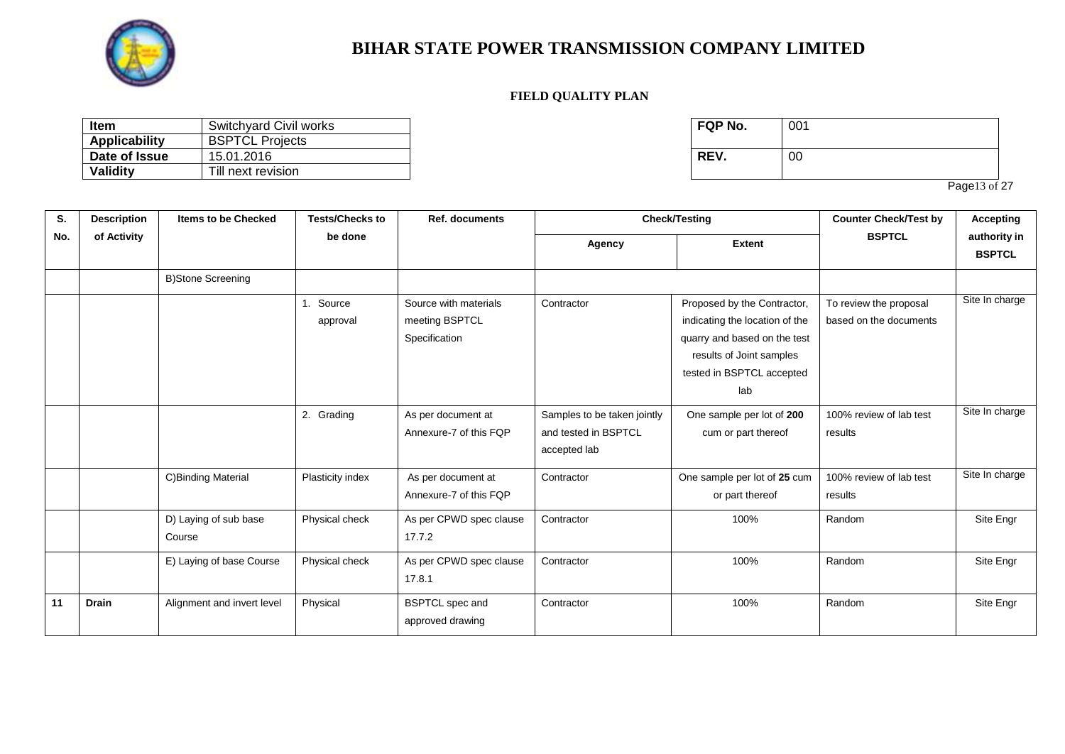# BIHAR STATE POWER TRANSMISSION COMPANY LIMITED

**FIELD QUALITY PLAN**

| **Item** | Switchyard Civil works |
|---|---|
| **Applicability** | BSPTCL Projects |
| **Date of Issue** | 15.01.2016 |
| **Validity** | Till next revision |

| **FQP No.** | 001 |
|---|---|
| **REV.** | 00 |

| S. No. | Description of Activity | Items to be Checked | Tests/Checks to be done | Ref. documents | Check/Testing | | Counter Check/Test by BSPTCL | Accepting authority in BSPTCL |
|---|---|---|---|---|---|---|---|---|
| | | | | | Agency | Extent | | |
| | | B)Stone Screening | | | | | | |
| | | | 1. Source approval | Source with materials meeting BSPTCL Specification | Contractor | Proposed by the Contractor, indicating the location of the quarry and based on the test results of Joint samples tested in BSPTCL accepted lab | To review the proposal based on the documents | Site In charge |
| | | | 2. Grading | As per document at Annexure-7 of this FQP | Samples to be taken jointly and tested in BSPTCL accepted lab | One sample per lot of **200** cum or part thereof | 100% review of lab test results | Site In charge |
| | | C)Binding Material | Plasticity index | As per document at Annexure-7 of this FQP | Contractor | One sample per lot of **25** cum or part thereof | 100% review of lab test results | Site In charge |
| | | D) Laying of sub base Course | Physical check | As per CPWD spec clause 17.7.2 | Contractor | 100% | Random | Site Engr |
| | | E) Laying of base Course | Physical check | As per CPWD spec clause 17.8.1 | Contractor | 100% | Random | Site Engr |
| **11** | **Drain** | Alignment and invert level | Physical | BSPTCL spec and approved drawing | Contractor | 100% | Random | Site Engr |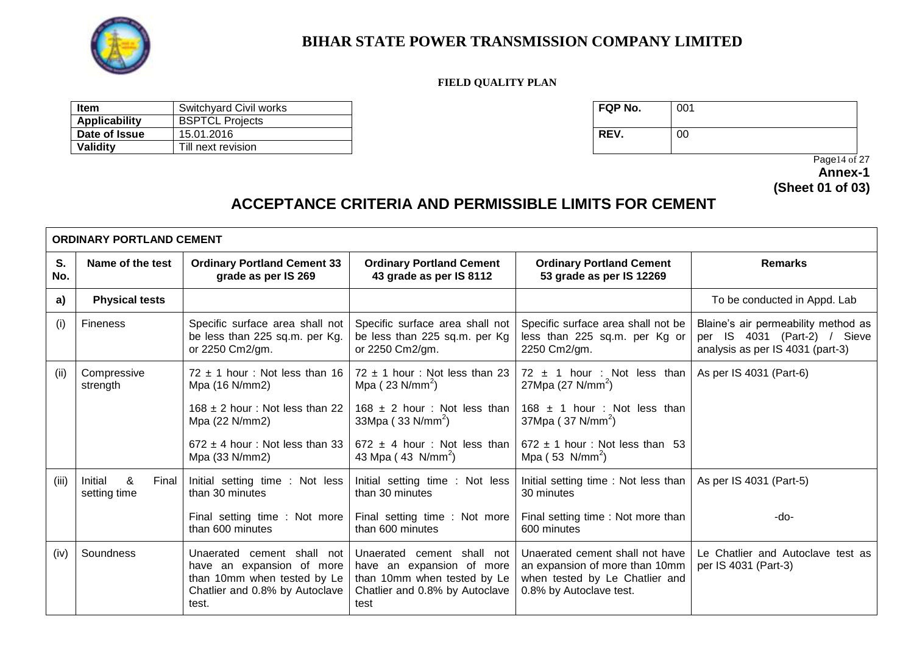# BIHAR STATE POWER TRANSMISSION COMPANY LIMITED

**FIELD QUALITY PLAN**

| **Item** | Switchyard Civil works |
|---|---|
| **Applicability** | BSPTCL Projects |
| **Date of Issue** | 15.01.2016 |
| **Validity** | Till next revision |

| **FQP No.** | 001 |
|---|---|
| **REV.** | 00 |

**Annex-1**
**(Sheet 01 of 03)**

## ACCEPTANCE CRITERIA AND PERMISSIBLE LIMITS FOR CEMENT

| **ORDINARY PORTLAND CEMENT** | | | | | |
|---|---|---|---|---|---|
| **S. No.** | **Name of the test** | **Ordinary Portland Cement 33 grade as per IS 269** | **Ordinary Portland Cement 43 grade as per IS 8112** | **Ordinary Portland Cement 53 grade as per IS 12269** | **Remarks** |
| **a)** | **Physical tests** | | | | To be conducted in Appd. Lab |
| (i) | Fineness | Specific surface area shall not be less than 225 sq.m. per Kg. or 2250 Cm2/gm. | Specific surface area shall not be less than 225 sq.m. per Kg or 2250 Cm2/gm. | Specific surface area shall not be less than 225 sq.m. per Kg or 2250 Cm2/gm. | Blaine's air permeability method as per IS 4031 (Part-2) / Sieve analysis as per IS 4031 (part-3) |
| (ii) | Compressive strength | 72 ± 1 hour : Not less than 16 Mpa (16 N/mm2)<br><br>168 ± 2 hour : Not less than 22 Mpa (22 N/mm2)<br><br>672 ± 4 hour : Not less than 33 Mpa (33 N/mm2) | 72 ± 1 hour : Not less than 23 Mpa ( 23 $N/mm^2$)<br><br>168 ± 2 hour : Not less than 33Mpa ( 33 $N/mm^2$)<br><br>672 ± 4 hour : Not less than 43 Mpa ( 43 $N/mm^2$) | 72 ± 1 hour : Not less than 27Mpa (27 $N/mm^2$)<br><br>168 ± 1 hour : Not less than 37Mpa ( 37 $N/mm^2$)<br><br>672 ± 1 hour : Not less than 53 Mpa ( 53 $N/mm^2$) | As per IS 4031 (Part-6) |
| (iii) | Initial & Final setting time | Initial setting time : Not less than 30 minutes<br><br>Final setting time : Not more than 600 minutes | Initial setting time : Not less than 30 minutes<br><br>Final setting time : Not more than 600 minutes | Initial setting time : Not less than 30 minutes<br><br>Final setting time : Not more than 600 minutes | As per IS 4031 (Part-5)<br><br>-do- |
| (iv) | Soundness | Unaerated cement shall not have an expansion of more than 10mm when tested by Le Chatlier and 0.8% by Autoclave test. | Unaerated cement shall not have an expansion of more than 10mm when tested by Le Chatlier and 0.8% by Autoclave test | Unaerated cement shall not have an expansion of more than 10mm when tested by Le Chatlier and 0.8% by Autoclave test. | Le Chatlier and Autoclave test as per IS 4031 (Part-3) |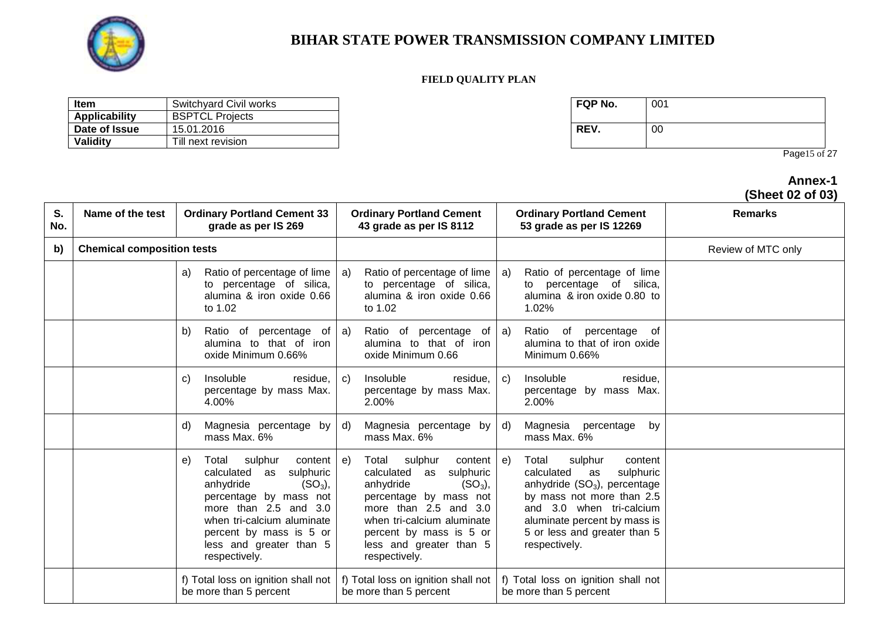# BIHAR STATE POWER TRANSMISSION COMPANY LIMITED

**FIELD QUALITY PLAN**

| Item | Switchyard Civil works |
|---|---|
| Applicability | BSPTCL Projects |
| Date of Issue | 15.01.2016 |
| Validity | Till next revision |

| FQP No. | 001 |
|---|---|
| REV. | 00 |

**Annex-1**
**(Sheet 02 of 03)**

| S. No. | Name of the test | Ordinary Portland Cement 33 grade as per IS 269 | Ordinary Portland Cement 43 grade as per IS 8112 | Ordinary Portland Cement 53 grade as per IS 12269 | Remarks |
|---|---|---|---|---|---|
| b) | Chemical composition tests | | | | Review of MTC only |
| | | a) Ratio of percentage of lime to percentage of silica, alumina & iron oxide 0.66 to 1.02 | a) Ratio of percentage of lime to percentage of silica, alumina & iron oxide 0.66 to 1.02 | a) Ratio of percentage of lime to percentage of silica, alumina & iron oxide 0.80 to 1.02% | |
| | | b) Ratio of percentage of alumina to that of iron oxide Minimum 0.66% | a) Ratio of percentage of alumina to that of iron oxide Minimum 0.66 | a) Ratio of percentage of alumina to that of iron oxide Minimum 0.66% | |
| | | c) Insoluble residue, percentage by mass Max. 4.00% | c) Insoluble residue, percentage by mass Max. 2.00% | c) Insoluble residue, percentage by mass Max. 2.00% | |
| | | d) Magnesia percentage by mass Max. 6% | d) Magnesia percentage by mass Max. 6% | d) Magnesia percentage by mass Max. 6% | |
| | | e) Total sulphur content calculated as sulphuric anhydride ($SO_3$), percentage by mass not more than 2.5 and 3.0 when tri-calcium aluminate percent by mass is 5 or less and greater than 5 respectively. | e) Total sulphur content calculated as sulphuric anhydride ($SO_3$), percentage by mass not more than 2.5 and 3.0 when tri-calcium aluminate percent by mass is 5 or less and greater than 5 respectively. | e) Total sulphur content calculated as sulphuric anhydride ($SO_3$), percentage by mass not more than 2.5 and 3.0 when tri-calcium aluminate percent by mass is 5 or less and greater than 5 respectively. | |
| | | f) Total loss on ignition shall not be more than 5 percent | f) Total loss on ignition shall not be more than 5 percent | f) Total loss on ignition shall not be more than 5 percent | |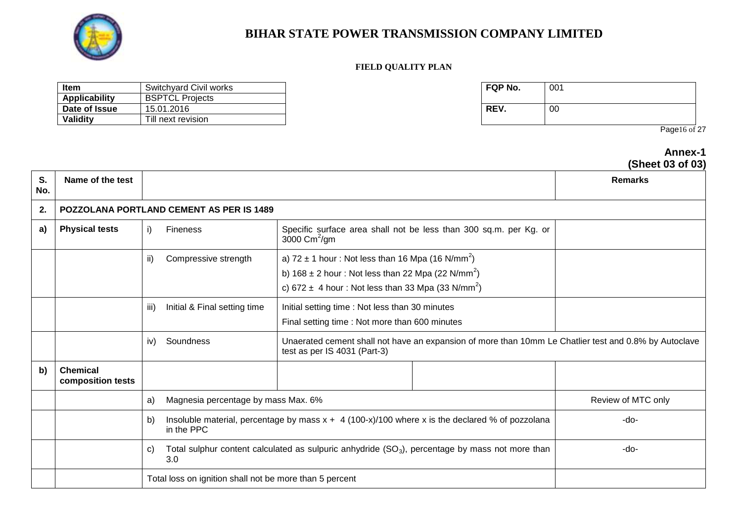# BIHAR STATE POWER TRANSMISSION COMPANY LIMITED

**FIELD QUALITY PLAN**

| **Item** | Switchyard Civil works |
|---|---|
| **Applicability** | BSPTCL Projects |
| **Date of Issue** | 15.01.2016 |
| **Validity** | Till next revision |

| **FQP No.** | 001 |
|---|---|
| **REV.** | 00 |

**Annex-1**
**(Sheet 03 of 03)**

| S. No. | Name of the test | | | Remarks |
|---|---|---|---|---|
| **2.** | **POZZOLANA PORTLAND CEMENT AS PER IS 1489** | | | |
| **a)** | **Physical tests** | i) Fineness | Specific surface area shall not be less than 300 sq.m. per Kg. or 3000 $Cm^2$/gm | |
| | | ii) Compressive strength | a) 72 ± 1 hour : Not less than 16 Mpa (16 $N/mm^2$)<br>b) 168 ± 2 hour : Not less than 22 Mpa (22 $N/mm^2$)<br>c) 672 ± 4 hour : Not less than 33 Mpa (33 $N/mm^2$) | |
| | | iii) Initial & Final setting time | Initial setting time : Not less than 30 minutes<br>Final setting time : Not more than 600 minutes | |
| | | iv) Soundness | Unaerated cement shall not have an expansion of more than 10mm Le Chatlier test and 0.8% by Autoclave test as per IS 4031 (Part-3) | |
| **b)** | **Chemical composition tests** | | | |
| | | a) Magnesia percentage by mass Max. 6% | | Review of MTC only |
| | | b) Insoluble material, percentage by mass x + 4 (100-x)/100 where x is the declared % of pozzolana in the PPC | | -do- |
| | | c) Total sulphur content calculated as sulpuric anhydride ($SO_3$), percentage by mass not more than 3.0 | | -do- |
| | | Total loss on ignition shall not be more than 5 percent | | |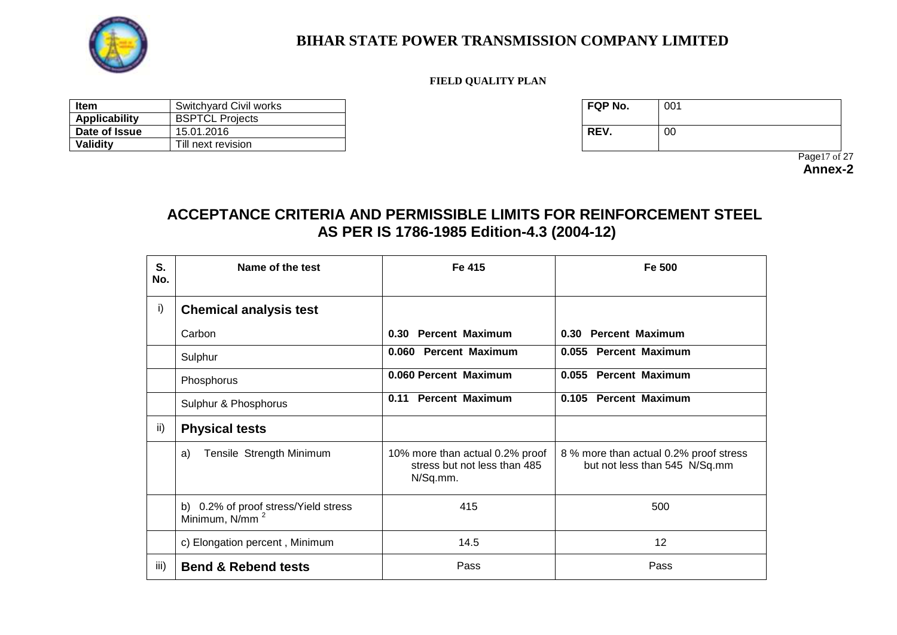# BIHAR STATE POWER TRANSMISSION COMPANY LIMITED

**FIELD QUALITY PLAN**

| Item | Switchyard Civil works |
|---|---|
| **Applicability** | BSPTCL Projects |
| **Date of Issue** | 15.01.2016 |
| **Validity** | Till next revision |

| FQP No. | 001 |
|---|---|
| **REV.** | 00 |

**Annex-2**

## ACCEPTANCE CRITERIA AND PERMISSIBLE LIMITS FOR REINFORCEMENT STEEL AS PER IS 1786-1985 Edition-4.3 (2004-12)

| S. No. | Name of the test | Fe 415 | Fe 500 |
|---|---|---|---|
| i) | **Chemical analysis test** | | |
| | Carbon | **0.30 Percent Maximum** | **0.30 Percent Maximum** |
| | Sulphur | **0.060 Percent Maximum** | **0.055 Percent Maximum** |
| | Phosphorus | **0.060 Percent Maximum** | **0.055 Percent Maximum** |
| | Sulphur & Phosphorus | **0.11 Percent Maximum** | **0.105 Percent Maximum** |
| ii) | **Physical tests** | | |
| | a) Tensile Strength Minimum | 10% more than actual 0.2% proof stress but not less than 485 N/Sq.mm. | 8 % more than actual 0.2% proof stress but not less than 545 N/Sq.mm |
| | b) 0.2% of proof stress/Yield stress Minimum, $N/mm^2$ | 415 | 500 |
| | c) Elongation percent , Minimum | 14.5 | 12 |
| iii) | **Bend & Rebend tests** | Pass | Pass |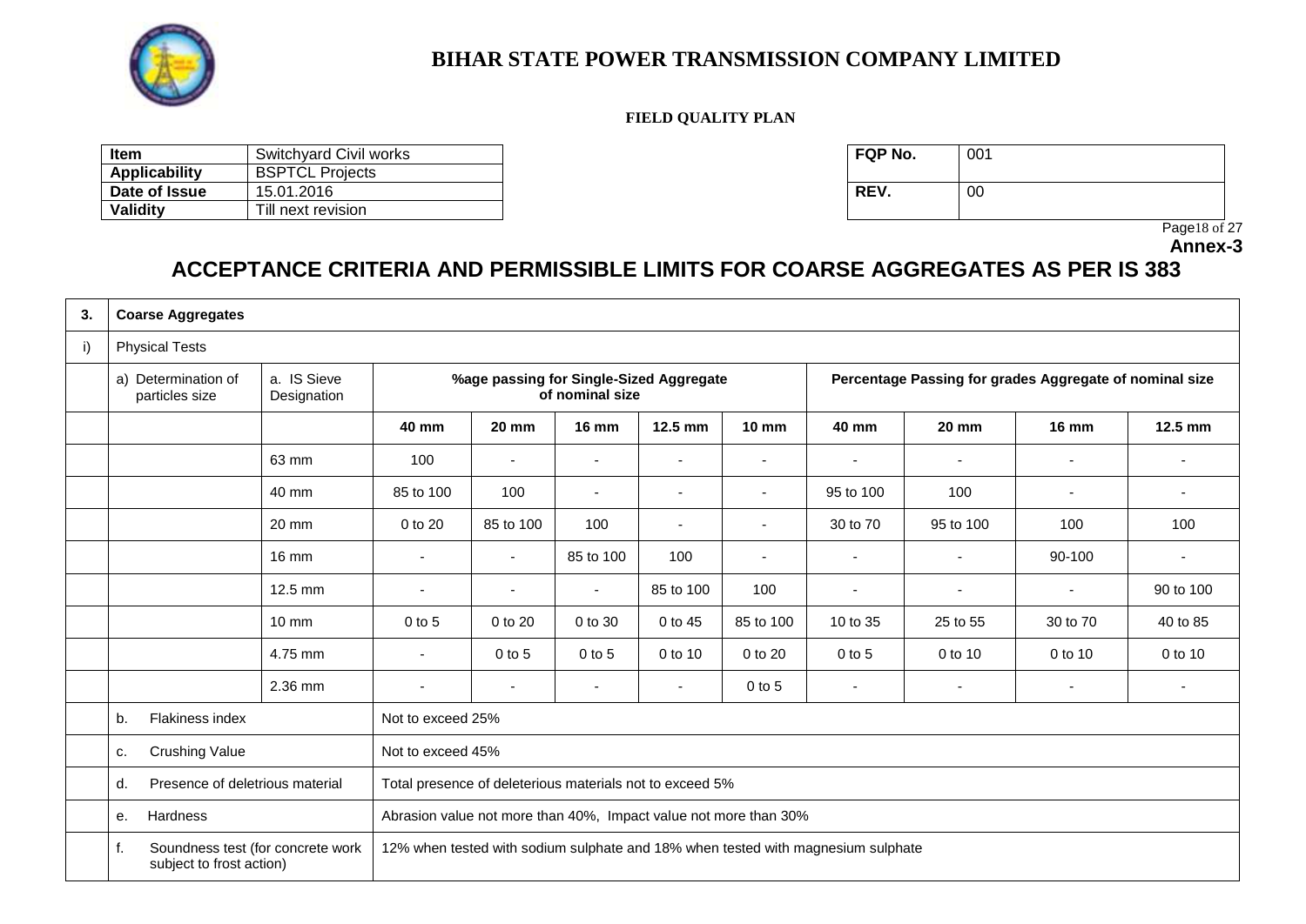# BIHAR STATE POWER TRANSMISSION COMPANY LIMITED

**FIELD QUALITY PLAN**

| Item | Switchyard Civil works |
|---|---|
| **Applicability** | BSPTCL Projects |
| **Date of Issue** | 15.01.2016 |
| **Validity** | Till next revision |

| FQP No. | 001 |
|---|---|
| **REV.** | 00 |

**Annex-3**

## ACCEPTANCE CRITERIA AND PERMISSIBLE LIMITS FOR COARSE AGGREGATES AS PER IS 383

| **3.** | **Coarse Aggregates** | | | | | | | | | | |
|---|---|---|---|---|---|---|---|---|---|---|---|
| i) | Physical Tests | | | | | | | | | | |
| | a) Determination of particles size | a. IS Sieve Designation | **%age passing for Single-Sized Aggregate of nominal size** | | | | | **Percentage Passing for grades Aggregate of nominal size** | | | |
| | | | **40 mm** | **20 mm** | **16 mm** | **12.5 mm** | **10 mm** | **40 mm** | **20 mm** | **16 mm** | **12.5 mm** |
| | | 63 mm | 100 | - | - | - | - | - | - | - | - |
| | | 40 mm | 85 to 100 | 100 | - | - | - | 95 to 100 | 100 | - | - |
| | | 20 mm | 0 to 20 | 85 to 100 | 100 | - | - | 30 to 70 | 95 to 100 | 100 | 100 |
| | | 16 mm | - | - | 85 to 100 | 100 | - | - | - | 90-100 | - |
| | | 12.5 mm | - | - | - | 85 to 100 | 100 | - | - | - | 90 to 100 |
| | | 10 mm | 0 to 5 | 0 to 20 | 0 to 30 | 0 to 45 | 85 to 100 | 10 to 35 | 25 to 55 | 30 to 70 | 40 to 85 |
| | | 4.75 mm | - | 0 to 5 | 0 to 5 | 0 to 10 | 0 to 20 | 0 to 5 | 0 to 10 | 0 to 10 | 0 to 10 |
| | | 2.36 mm | - | - | - | - | 0 to 5 | - | - | - | - |
| | b. Flakiness index | | Not to exceed 25% | | | | | | | | |
| | c. Crushing Value | | Not to exceed 45% | | | | | | | | |
| | d. Presence of deletrious material | | Total presence of deleterious materials not to exceed 5% | | | | | | | | |
| | e. Hardness | | Abrasion value not more than 40%, Impact value not more than 30% | | | | | | | | |
| | f. Soundness test (for concrete work subject to frost action) | | 12% when tested with sodium sulphate and 18% when tested with magnesium sulphate | | | | | | | | |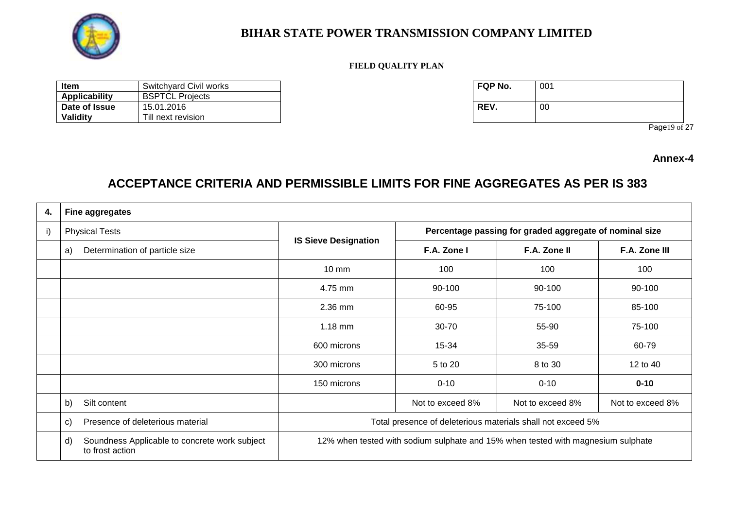# BIHAR STATE POWER TRANSMISSION COMPANY LIMITED

**FIELD QUALITY PLAN**

| **Item** | Switchyard Civil works |
|---|---|
| **Applicability** | BSPTCL Projects |
| **Date of Issue** | 15.01.2016 |
| **Validity** | Till next revision |

| **FQP No.** | 001 |
|---|---|
| **REV.** | 00 |

**Annex-4**

## ACCEPTANCE CRITERIA AND PERMISSIBLE LIMITS FOR FINE AGGREGATES AS PER IS 383

| **4.** | **Fine aggregates** | | | | |
|---|---|---|---|---|---|
| i) | Physical Tests | **IS Sieve Designation** | **Percentage passing for graded aggregate of nominal size** | | |
| | a) Determination of particle size | | **F.A. Zone I** | **F.A. Zone II** | **F.A. Zone III** |
| | | 10 mm | 100 | 100 | 100 |
| | | 4.75 mm | 90-100 | 90-100 | 90-100 |
| | | 2.36 mm | 60-95 | 75-100 | 85-100 |
| | | 1.18 mm | 30-70 | 55-90 | 75-100 |
| | | 600 microns | 15-34 | 35-59 | 60-79 |
| | | 300 microns | 5 to 20 | 8 to 30 | 12 to 40 |
| | | 150 microns | 0-10 | 0-10 | **0-10** |
| | b) Silt content | | Not to exceed 8% | Not to exceed 8% | Not to exceed 8% |
| | c) Presence of deleterious material | Total presence of deleterious materials shall not exceed 5% | | | |
| | d) Soundness Applicable to concrete work subject to frost action | 12% when tested with sodium sulphate and 15% when tested with magnesium sulphate | | | |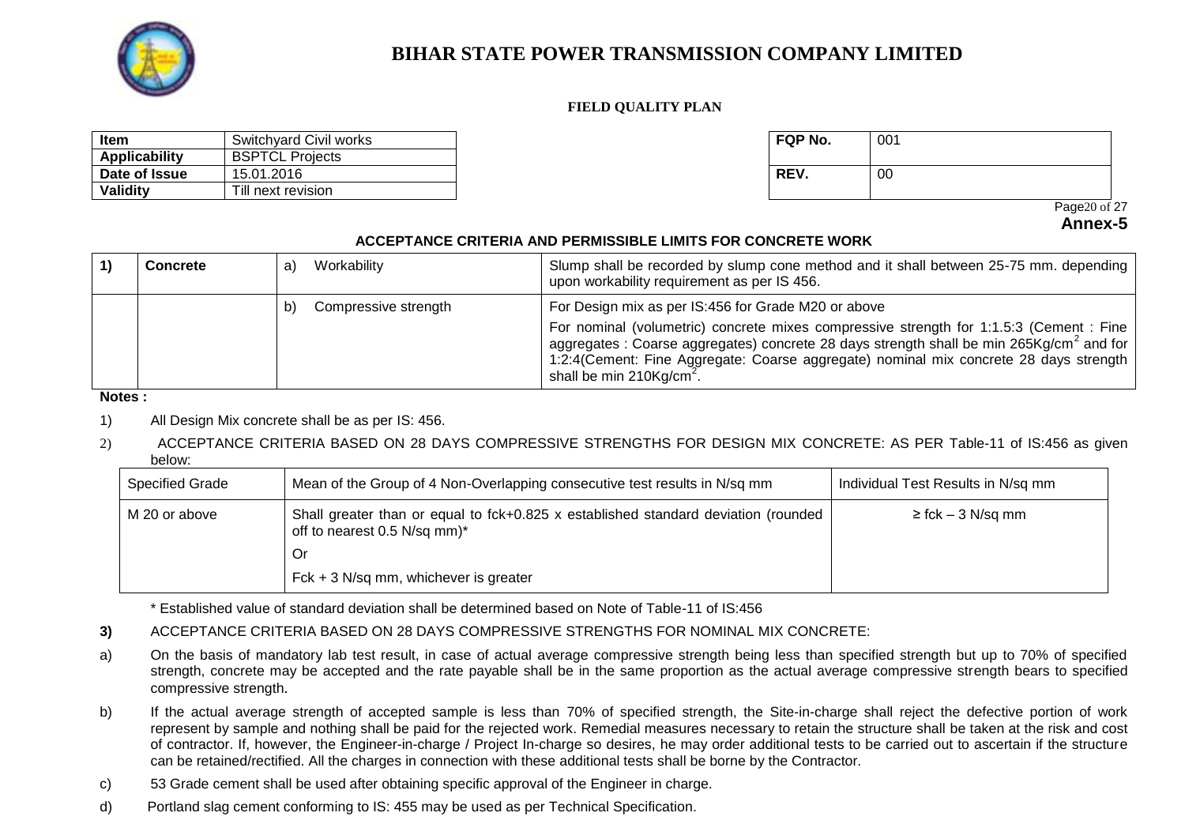# BIHAR STATE POWER TRANSMISSION COMPANY LIMITED

**FIELD QUALITY PLAN**

| Item | Switchyard Civil works |
|---|---|
| Applicability | BSPTCL Projects |
| Date of Issue | 15.01.2016 |
| Validity | Till next revision |

| FQP No. | 001 |
|---|---|
| REV. | 00 |

**Annex-5**

### ACCEPTANCE CRITERIA AND PERMISSIBLE LIMITS FOR CONCRETE WORK

| 1) | Concrete | a) Workability | Slump shall be recorded by slump cone method and it shall between 25-75 mm. depending upon workability requirement as per IS 456. |
|---|---|---|---|
| | | b) Compressive strength | For Design mix as per IS:456 for Grade M20 or above<br>For nominal (volumetric) concrete mixes compressive strength for 1:1.5:3 (Cement : Fine aggregates : Coarse aggregates) concrete 28 days strength shall be min 265Kg/cm$^2$ and for 1:2:4(Cement: Fine Aggregate: Coarse aggregate) nominal mix concrete 28 days strength shall be min 210Kg/cm$^2$. |

**Notes :**

1) All Design Mix concrete shall be as per IS: 456.

2) ACCEPTANCE CRITERIA BASED ON 28 DAYS COMPRESSIVE STRENGTHS FOR DESIGN MIX CONCRETE: AS PER Table-11 of IS:456 as given below:

| Specified Grade | Mean of the Group of 4 Non-Overlapping consecutive test results in N/sq mm | Individual Test Results in N/sq mm |
|---|---|---|
| M 20 or above | Shall greater than or equal to fck+0.825 x established standard deviation (rounded off to nearest 0.5 N/sq mm)*<br>Or<br>Fck + 3 N/sq mm, whichever is greater | ≥ fck – 3 N/sq mm |

\* Established value of standard deviation shall be determined based on Note of Table-11 of IS:456

**3)** ACCEPTANCE CRITERIA BASED ON 28 DAYS COMPRESSIVE STRENGTHS FOR NOMINAL MIX CONCRETE:

a) On the basis of mandatory lab test result, in case of actual average compressive strength being less than specified strength but up to 70% of specified strength, concrete may be accepted and the rate payable shall be in the same proportion as the actual average compressive strength bears to specified compressive strength.

b) If the actual average strength of accepted sample is less than 70% of specified strength, the Site-in-charge shall reject the defective portion of work represent by sample and nothing shall be paid for the rejected work. Remedial measures necessary to retain the structure shall be taken at the risk and cost of contractor. If, however, the Engineer-in-charge / Project In-charge so desires, he may order additional tests to be carried out to ascertain if the structure can be retained/rectified. All the charges in connection with these additional tests shall be borne by the Contractor.

c) 53 Grade cement shall be used after obtaining specific approval of the Engineer in charge.

d) Portland slag cement conforming to IS: 455 may be used as per Technical Specification.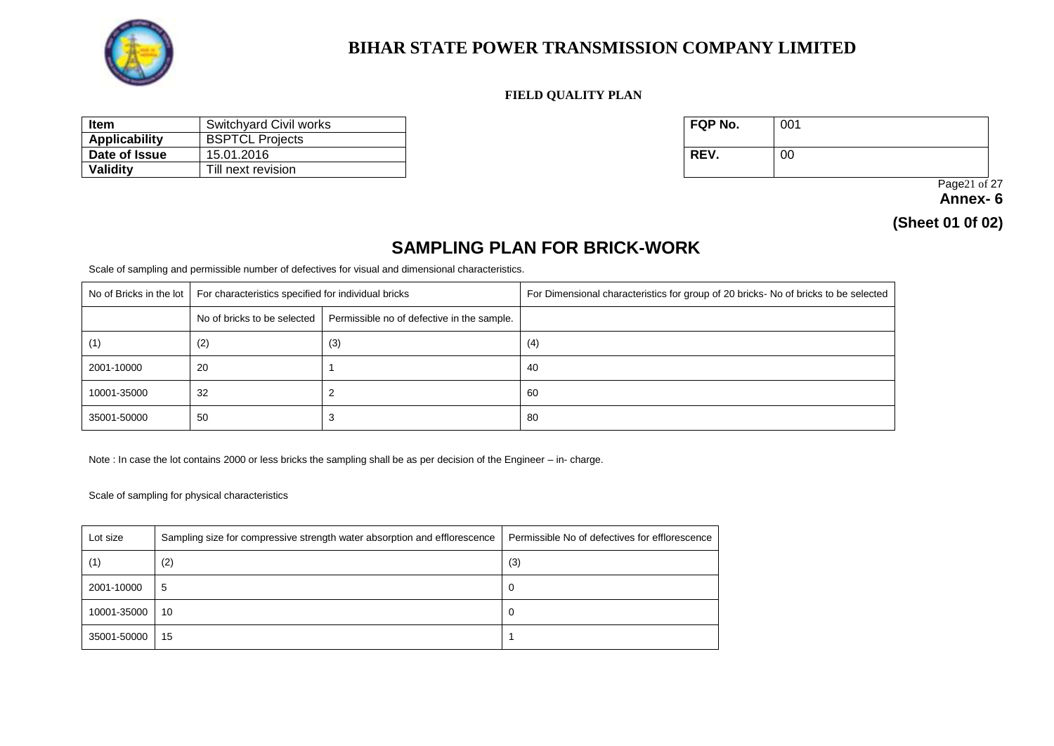# BIHAR STATE POWER TRANSMISSION COMPANY LIMITED

**FIELD QUALITY PLAN**

| **Item** | Switchyard Civil works |
|---|---|
| **Applicability** | BSPTCL Projects |
| **Date of Issue** | 15.01.2016 |
| **Validity** | Till next revision |

| **FQP No.** | 001 |
|---|---|
| **REV.** | 00 |

**Annex- 6**

**(Sheet 01 0f 02)**

## SAMPLING PLAN FOR BRICK-WORK

Scale of sampling and permissible number of defectives for visual and dimensional characteristics.

| No of Bricks in the lot | For characteristics specified for individual bricks | | For Dimensional characteristics for group of 20 bricks- No of bricks to be selected |
|---|---|---|---|
| | No of bricks to be selected | Permissible no of defective in the sample. | |
| (1) | (2) | (3) | (4) |
| 2001-10000 | 20 | 1 | 40 |
| 10001-35000 | 32 | 2 | 60 |
| 35001-50000 | 50 | 3 | 80 |

Note : In case the lot contains 2000 or less bricks the sampling shall be as per decision of the Engineer – in- charge.

Scale of sampling for physical characteristics

| Lot size | Sampling size for compressive strength water absorption and efflorescence | Permissible No of defectives for efflorescence |
|---|---|---|
| (1) | (2) | (3) |
| 2001-10000 | 5 | 0 |
| 10001-35000 | 10 | 0 |
| 35001-50000 | 15 | 1 |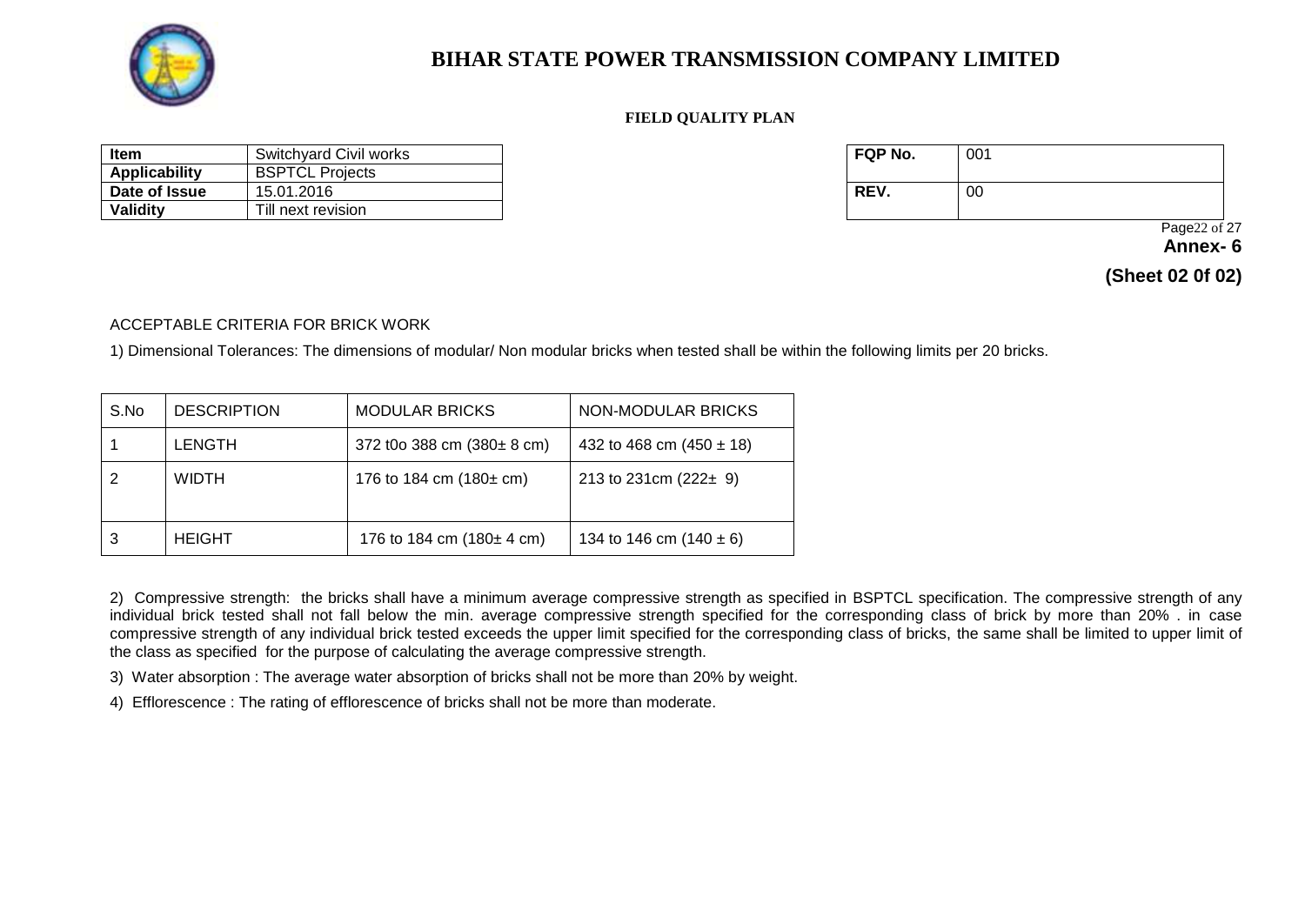# BIHAR STATE POWER TRANSMISSION COMPANY LIMITED

**FIELD QUALITY PLAN**

| Item | Switchyard Civil works |
|---|---|
| Applicability | BSPTCL Projects |
| Date of Issue | 15.01.2016 |
| Validity | Till next revision |

| FQP No. | 001 |
|---|---|
| REV. | 00 |

**Annex- 6**

**(Sheet 02 0f 02)**

ACCEPTABLE CRITERIA FOR BRICK WORK

1) Dimensional Tolerances: The dimensions of modular/ Non modular bricks when tested shall be within the following limits per 20 bricks.

| S.No | DESCRIPTION | MODULAR BRICKS | NON-MODULAR BRICKS |
|---|---|---|---|
| 1 | LENGTH | 372 t0o 388 cm (380± 8 cm) | 432 to 468 cm (450 ± 18) |
| 2 | WIDTH | 176 to 184 cm (180± cm) | 213 to 231cm (222± 9) |
| 3 | HEIGHT | 176 to 184 cm (180± 4 cm) | 134 to 146 cm (140 ± 6) |

2) Compressive strength: the bricks shall have a minimum average compressive strength as specified in BSPTCL specification. The compressive strength of any individual brick tested shall not fall below the min. average compressive strength specified for the corresponding class of brick by more than 20% . in case compressive strength of any individual brick tested exceeds the upper limit specified for the corresponding class of bricks, the same shall be limited to upper limit of the class as specified for the purpose of calculating the average compressive strength.

3) Water absorption : The average water absorption of bricks shall not be more than 20% by weight.

4) Efflorescence : The rating of efflorescence of bricks shall not be more than moderate.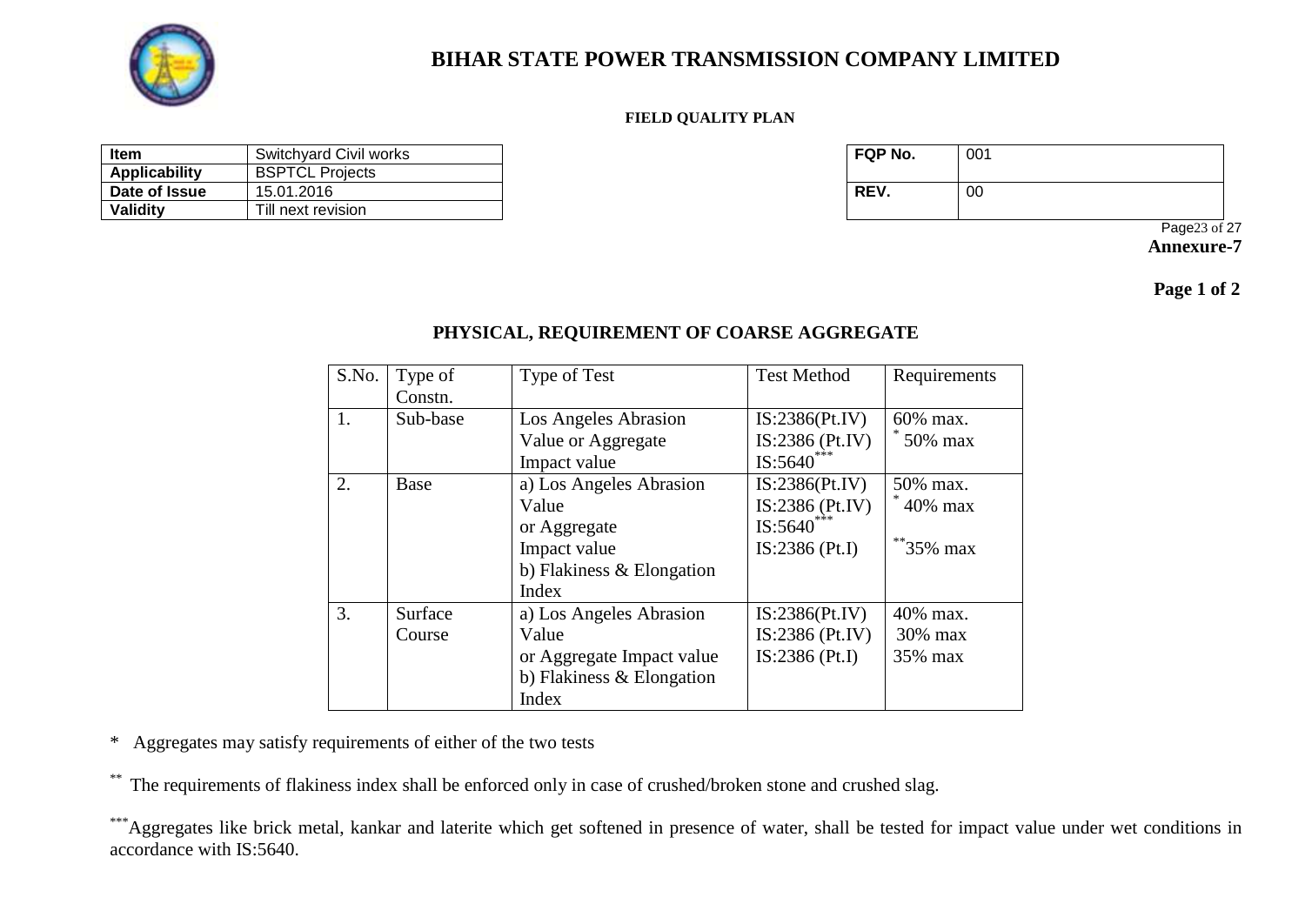# BIHAR STATE POWER TRANSMISSION COMPANY LIMITED

**FIELD QUALITY PLAN**

| Item | Switchyard Civil works |
|---|---|
| Applicability | BSPTCL Projects |
| Date of Issue | 15.01.2016 |
| Validity | Till next revision |

| FQP No. | 001 |
|---|---|
| REV. | 00 |

**Annexure-7**

**Page 1 of 2**

## PHYSICAL, REQUIREMENT OF COARSE AGGREGATE

| S.No. | Type of Constn. | Type of Test | Test Method | Requirements |
|---|---|---|---|---|
| 1. | Sub-base | Los Angeles Abrasion Value or Aggregate Impact value | IS:2386(Pt.IV)<br>IS:2386 (Pt.IV)<br>IS:5640*** | 60% max.<br>* 50% max |
| 2. | Base | a) Los Angeles Abrasion Value<br>or Aggregate Impact value<br>b) Flakiness & Elongation Index | IS:2386(Pt.IV)<br>IS:2386 (Pt.IV)<br>IS:5640***<br>IS:2386 (Pt.I) | 50% max.<br>* 40% max<br>**35% max |
| 3. | Surface Course | a) Los Angeles Abrasion Value<br>or Aggregate Impact value<br>b) Flakiness & Elongation Index | IS:2386(Pt.IV)<br>IS:2386 (Pt.IV)<br>IS:2386 (Pt.I) | 40% max.<br>30% max<br>35% max |

\* Aggregates may satisfy requirements of either of the two tests

** The requirements of flakiness index shall be enforced only in case of crushed/broken stone and crushed slag.

***Aggregates like brick metal, kankar and laterite which get softened in presence of water, shall be tested for impact value under wet conditions in accordance with IS:5640.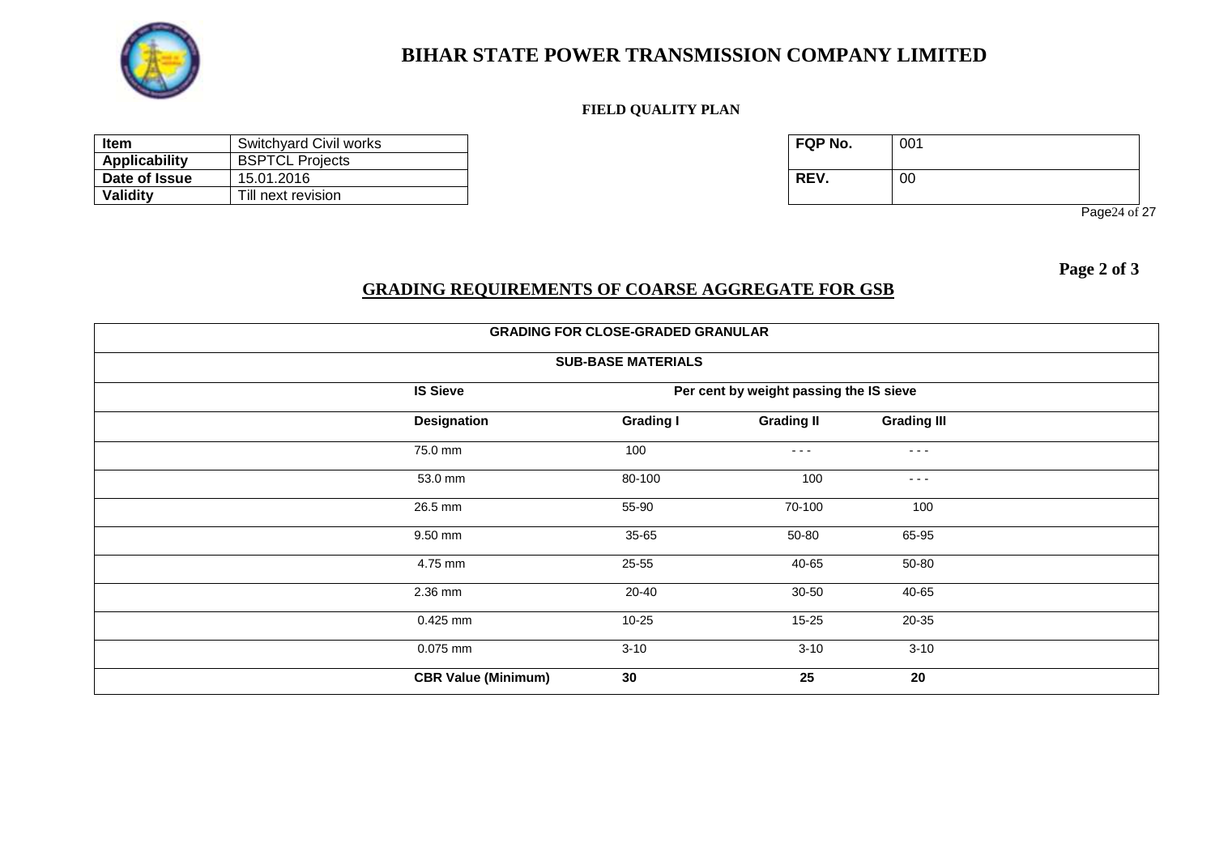# BIHAR STATE POWER TRANSMISSION COMPANY LIMITED

**FIELD QUALITY PLAN**

| Item | Switchyard Civil works |
|---|---|
| Applicability | BSPTCL Projects |
| Date of Issue | 15.01.2016 |
| Validity | Till next revision |

| FQP No. | 001 |
|---|---|
| REV. | 00 |

**Page 2 of 3**

## GRADING REQUIREMENTS OF COARSE AGGREGATE FOR GSB

**GRADING FOR CLOSE-GRADED GRANULAR SUB-BASE MATERIALS**

| IS Sieve Designation | Per cent by weight passing the IS sieve | | |
|---|---|---|---|
| | **Grading I** | **Grading II** | **Grading III** |
| 75.0 mm | 100 | - - - | - - - |
| 53.0 mm | 80-100 | 100 | - - - |
| 26.5 mm | 55-90 | 70-100 | 100 |
| 9.50 mm | 35-65 | 50-80 | 65-95 |
| 4.75 mm | 25-55 | 40-65 | 50-80 |
| 2.36 mm | 20-40 | 30-50 | 40-65 |
| 0.425 mm | 10-25 | 15-25 | 20-35 |
| 0.075 mm | 3-10 | 3-10 | 3-10 |
| **CBR Value (Minimum)** | **30** | **25** | **20** |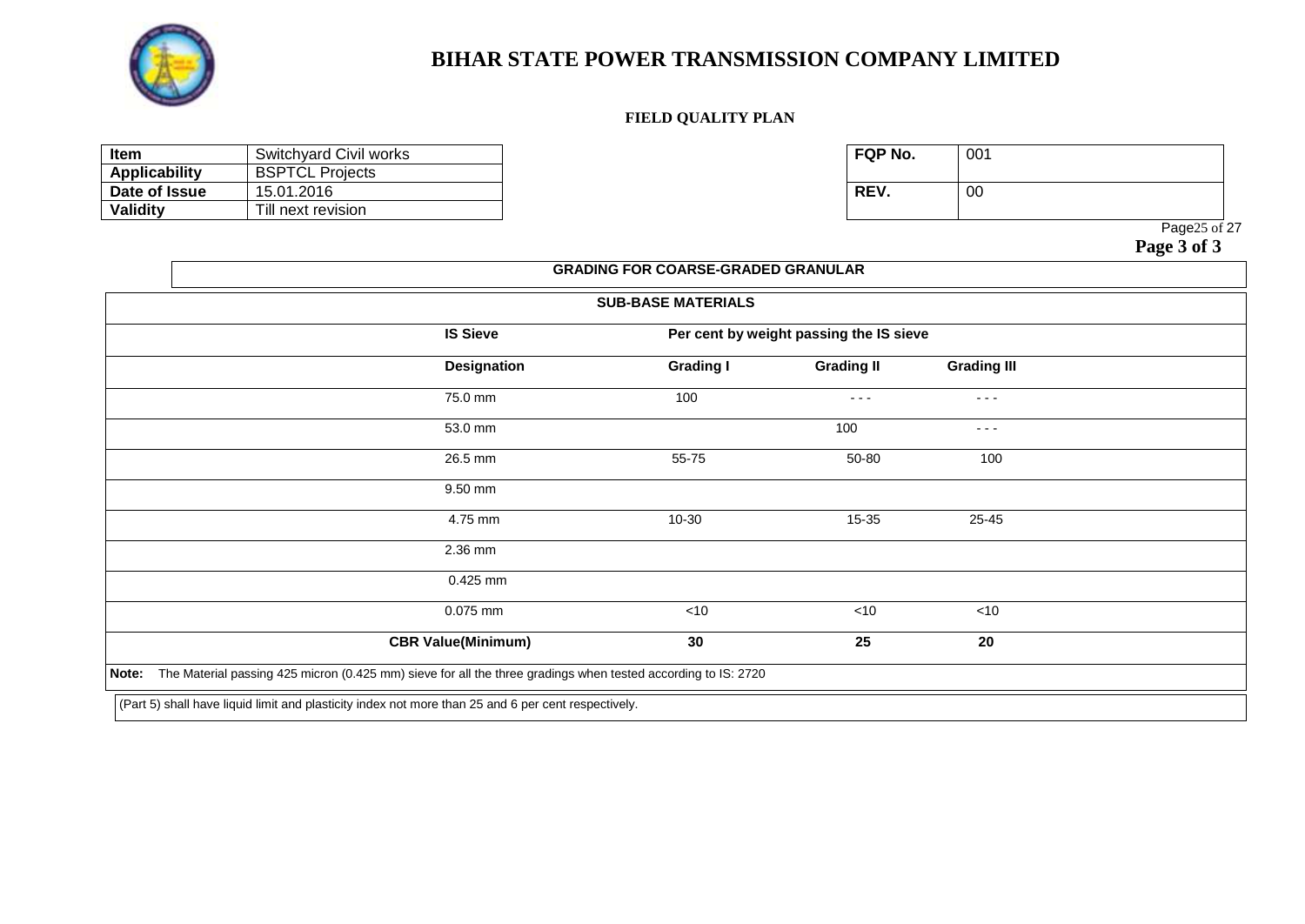# BIHAR STATE POWER TRANSMISSION COMPANY LIMITED

**FIELD QUALITY PLAN**

| Item | Switchyard Civil works |
|---|---|
| Applicability | BSPTCL Projects |
| Date of Issue | 15.01.2016 |
| Validity | Till next revision |

| FQP No. | 001 |
|---|---|
| REV. | 00 |

**GRADING FOR COARSE-GRADED GRANULAR SUB-BASE MATERIALS**

| IS Sieve | Per cent by weight passing the IS sieve | | |
|---|---|---|---|
| Designation | Grading I | Grading II | Grading III |
| 75.0 mm | 100 | - - - | - - - |
| 53.0 mm | | 100 | - - - |
| 26.5 mm | 55-75 | 50-80 | 100 |
| 9.50 mm | | | |
| 4.75 mm | 10-30 | 15-35 | 25-45 |
| 2.36 mm | | | |
| 0.425 mm | | | |
| 0.075 mm | <10 | <10 | <10 |
| **CBR Value(Minimum)** | **30** | **25** | **20** |

**Note:** The Material passing 425 micron (0.425 mm) sieve for all the three gradings when tested according to IS: 2720 (Part 5) shall have liquid limit and plasticity index not more than 25 and 6 per cent respectively.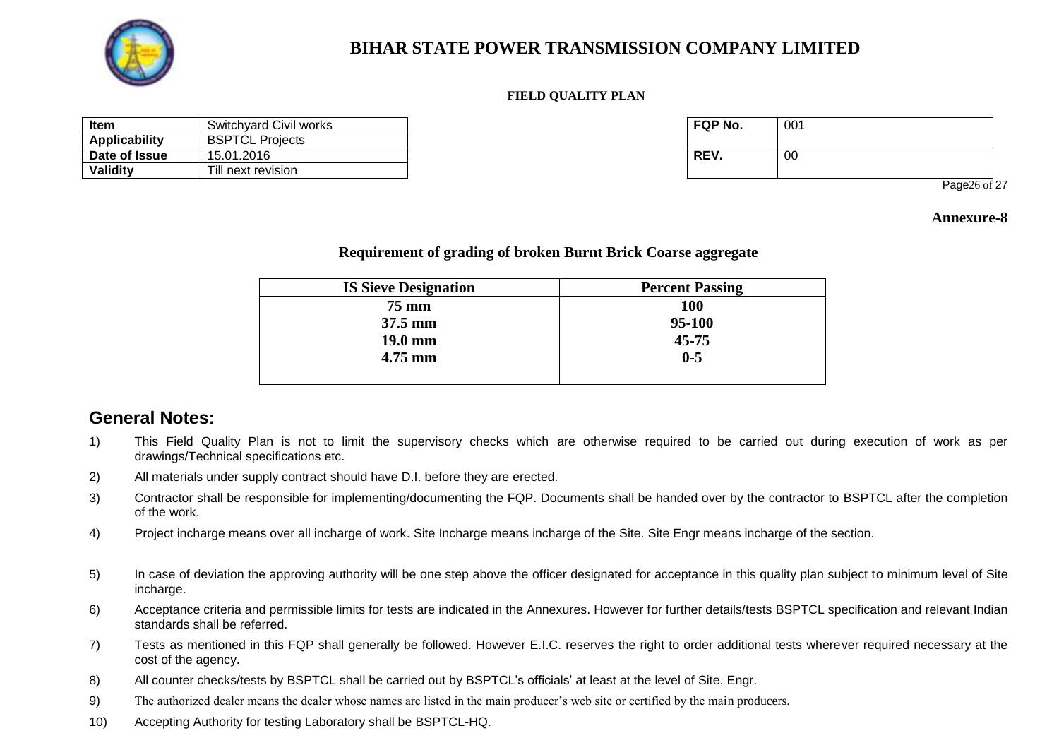# BIHAR STATE POWER TRANSMISSION COMPANY LIMITED

**FIELD QUALITY PLAN**

| Item | Switchyard Civil works |
|---|---|
| Applicability | BSPTCL Projects |
| Date of Issue | 15.01.2016 |
| Validity | Till next revision |

| FQP No. | 001 |
|---|---|
| REV. | 00 |

**Annexure-8**

### Requirement of grading of broken Burnt Brick Coarse aggregate

| IS Sieve Designation | Percent Passing |
|---|---|
| 75 mm | 100 |
| 37.5 mm | 95-100 |
| 19.0 mm | 45-75 |
| 4.75 mm | 0-5 |

## General Notes:

1) This Field Quality Plan is not to limit the supervisory checks which are otherwise required to be carried out during execution of work as per drawings/Technical specifications etc.
2) All materials under supply contract should have D.I. before they are erected.
3) Contractor shall be responsible for implementing/documenting the FQP. Documents shall be handed over by the contractor to BSPTCL after the completion of the work.
4) Project incharge means over all incharge of work. Site Incharge means incharge of the Site. Site Engr means incharge of the section.
5) In case of deviation the approving authority will be one step above the officer designated for acceptance in this quality plan subject to minimum level of Site incharge.
6) Acceptance criteria and permissible limits for tests are indicated in the Annexures. However for further details/tests BSPTCL specification and relevant Indian standards shall be referred.
7) Tests as mentioned in this FQP shall generally be followed. However E.I.C. reserves the right to order additional tests wherever required necessary at the cost of the agency.
8) All counter checks/tests by BSPTCL shall be carried out by BSPTCL's officials' at least at the level of Site. Engr.
9) The authorized dealer means the dealer whose names are listed in the main producer's web site or certified by the main producers.
10) Accepting Authority for testing Laboratory shall be BSPTCL-HQ.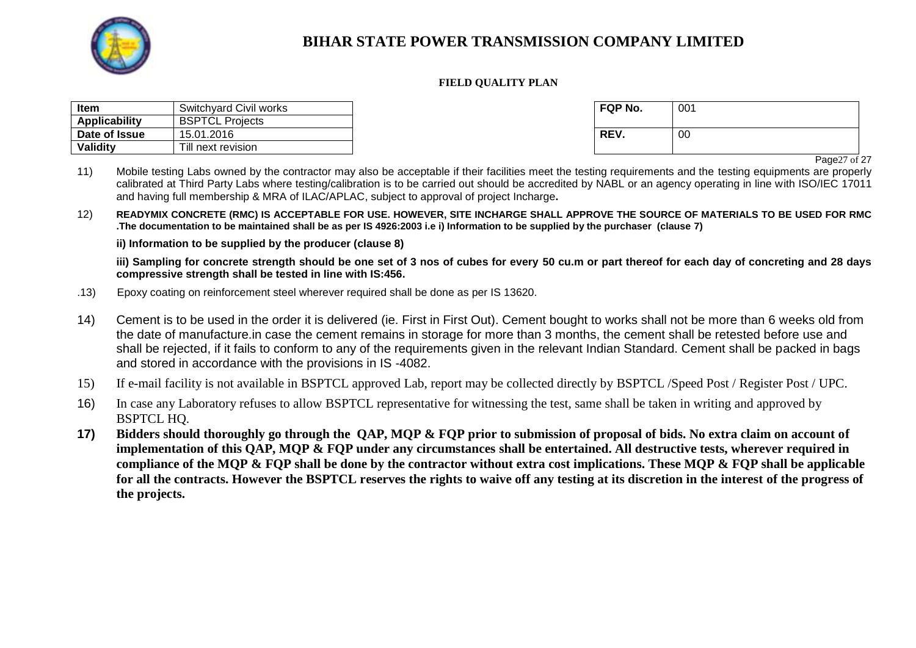# BIHAR STATE POWER TRANSMISSION COMPANY LIMITED

**FIELD QUALITY PLAN**

| | |
|---|---|
| **Item** | Switchyard Civil works |
| **Applicability** | BSPTCL Projects |
| **Date of Issue** | 15.01.2016 |
| **Validity** | Till next revision |

| | |
|---|---|
| **FQP No.** | 001 |
| **REV.** | 00 |

11) Mobile testing Labs owned by the contractor may also be acceptable if their facilities meet the testing requirements and the testing equipments are properly calibrated at Third Party Labs where testing/calibration is to be carried out should be accredited by NABL or an agency operating in line with ISO/IEC 17011 and having full membership & MRA of ILAC/APLAC, subject to approval of project Incharge**.**

12) **READYMIX CONCRETE (RMC) IS ACCEPTABLE FOR USE. HOWEVER, SITE INCHARGE SHALL APPROVE THE SOURCE OF MATERIALS TO BE USED FOR RMC .The documentation to be maintained shall be as per IS 4926:2003 i.e i) Information to be supplied by the purchaser (clause 7)**

**ii) Information to be supplied by the producer (clause 8)**

**iii) Sampling for concrete strength should be one set of 3 nos of cubes for every 50 cu.m or part thereof for each day of concreting and 28 days compressive strength shall be tested in line with IS:456.**

.13) Epoxy coating on reinforcement steel wherever required shall be done as per IS 13620.

14) Cement is to be used in the order it is delivered (ie. First in First Out). Cement bought to works shall not be more than 6 weeks old from the date of manufacture.in case the cement remains in storage for more than 3 months, the cement shall be retested before use and shall be rejected, if it fails to conform to any of the requirements given in the relevant Indian Standard. Cement shall be packed in bags and stored in accordance with the provisions in IS -4082.

15) If e-mail facility is not available in BSPTCL approved Lab, report may be collected directly by BSPTCL /Speed Post / Register Post / UPC.

16) In case any Laboratory refuses to allow BSPTCL representative for witnessing the test, same shall be taken in writing and approved by BSPTCL HQ.

**17) Bidders should thoroughly go through the QAP, MQP & FQP prior to submission of proposal of bids. No extra claim on account of implementation of this QAP, MQP & FQP under any circumstances shall be entertained. All destructive tests, wherever required in compliance of the MQP & FQP shall be done by the contractor without extra cost implications. These MQP & FQP shall be applicable for all the contracts. However the BSPTCL reserves the rights to waive off any testing at its discretion in the interest of the progress of the projects.**